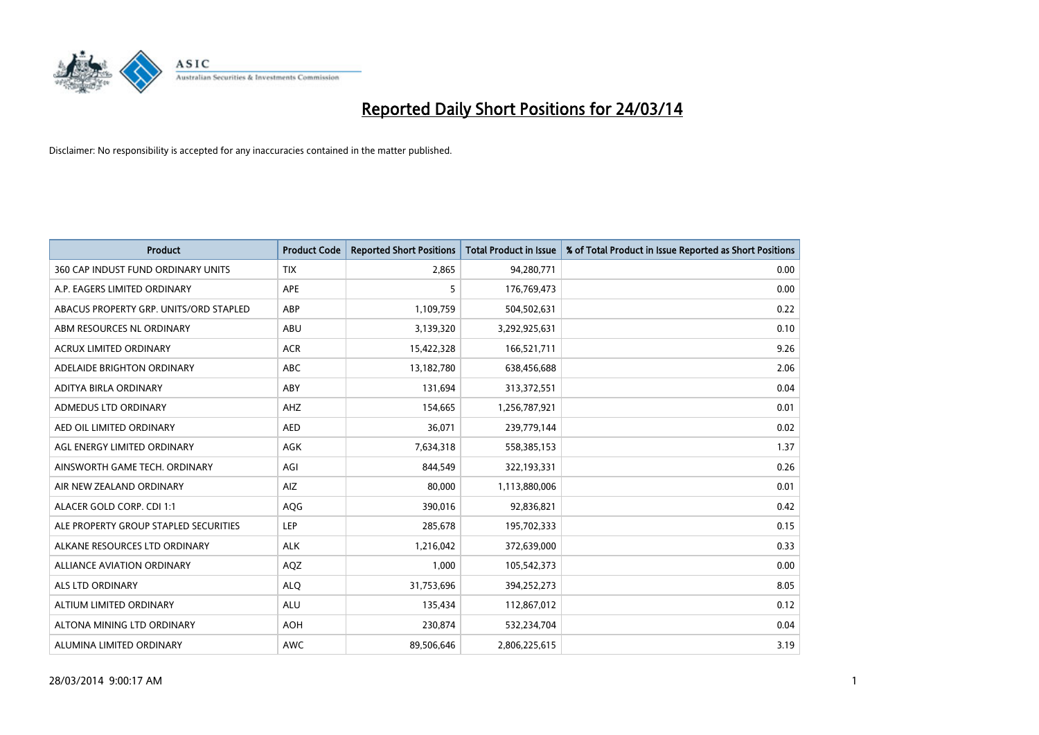# Reported Daily Short Positions for 24/03/14

Disclaimer: No responsibility is accepted for any inaccuracies contained in the matter published.

| Product | Product Code | Reported Short Positions | Total Product in Issue | % of Total Product in Issue Reported as Short Positions |
|---|---|---|---|---|
| 360 CAP INDUST FUND ORDINARY UNITS | TIX | 2,865 | 94,280,771 | 0.00 |
| A.P. EAGERS LIMITED ORDINARY | APE | 5 | 176,769,473 | 0.00 |
| ABACUS PROPERTY GRP. UNITS/ORD STAPLED | ABP | 1,109,759 | 504,502,631 | 0.22 |
| ABM RESOURCES NL ORDINARY | ABU | 3,139,320 | 3,292,925,631 | 0.10 |
| ACRUX LIMITED ORDINARY | ACR | 15,422,328 | 166,521,711 | 9.26 |
| ADELAIDE BRIGHTON ORDINARY | ABC | 13,182,780 | 638,456,688 | 2.06 |
| ADITYA BIRLA ORDINARY | ABY | 131,694 | 313,372,551 | 0.04 |
| ADMEDUS LTD ORDINARY | AHZ | 154,665 | 1,256,787,921 | 0.01 |
| AED OIL LIMITED ORDINARY | AED | 36,071 | 239,779,144 | 0.02 |
| AGL ENERGY LIMITED ORDINARY | AGK | 7,634,318 | 558,385,153 | 1.37 |
| AINSWORTH GAME TECH. ORDINARY | AGI | 844,549 | 322,193,331 | 0.26 |
| AIR NEW ZEALAND ORDINARY | AIZ | 80,000 | 1,113,880,006 | 0.01 |
| ALACER GOLD CORP. CDI 1:1 | AQG | 390,016 | 92,836,821 | 0.42 |
| ALE PROPERTY GROUP STAPLED SECURITIES | LEP | 285,678 | 195,702,333 | 0.15 |
| ALKANE RESOURCES LTD ORDINARY | ALK | 1,216,042 | 372,639,000 | 0.33 |
| ALLIANCE AVIATION ORDINARY | AQZ | 1,000 | 105,542,373 | 0.00 |
| ALS LTD ORDINARY | ALQ | 31,753,696 | 394,252,273 | 8.05 |
| ALTIUM LIMITED ORDINARY | ALU | 135,434 | 112,867,012 | 0.12 |
| ALTONA MINING LTD ORDINARY | AOH | 230,874 | 532,234,704 | 0.04 |
| ALUMINA LIMITED ORDINARY | AWC | 89,506,646 | 2,806,225,615 | 3.19 |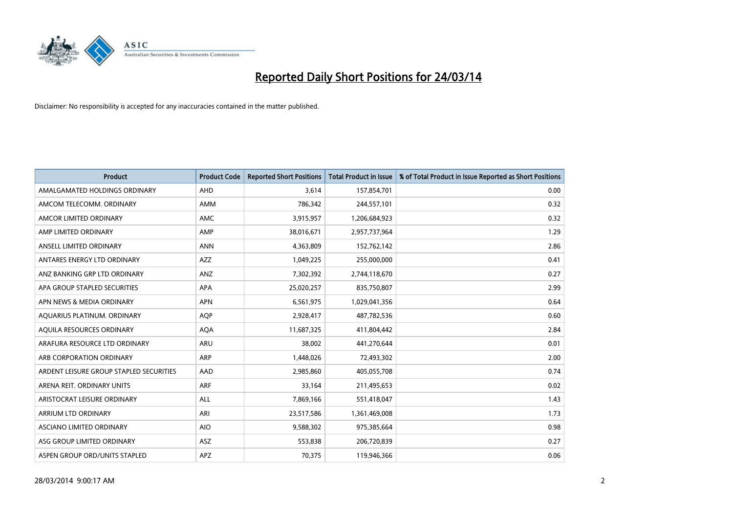# Reported Daily Short Positions for 24/03/14

Disclaimer: No responsibility is accepted for any inaccuracies contained in the matter published.

| Product | Product Code | Reported Short Positions | Total Product in Issue | % of Total Product in Issue Reported as Short Positions |
|---|---|---|---|---|
| AMALGAMATED HOLDINGS ORDINARY | AHD | 3,614 | 157,854,701 | 0.00 |
| AMCOM TELECOMM. ORDINARY | AMM | 786,342 | 244,557,101 | 0.32 |
| AMCOR LIMITED ORDINARY | AMC | 3,915,957 | 1,206,684,923 | 0.32 |
| AMP LIMITED ORDINARY | AMP | 38,016,671 | 2,957,737,964 | 1.29 |
| ANSELL LIMITED ORDINARY | ANN | 4,363,809 | 152,762,142 | 2.86 |
| ANTARES ENERGY LTD ORDINARY | AZZ | 1,049,225 | 255,000,000 | 0.41 |
| ANZ BANKING GRP LTD ORDINARY | ANZ | 7,302,392 | 2,744,118,670 | 0.27 |
| APA GROUP STAPLED SECURITIES | APA | 25,020,257 | 835,750,807 | 2.99 |
| APN NEWS & MEDIA ORDINARY | APN | 6,561,975 | 1,029,041,356 | 0.64 |
| AQUARIUS PLATINUM. ORDINARY | AQP | 2,928,417 | 487,782,536 | 0.60 |
| AQUILA RESOURCES ORDINARY | AQA | 11,687,325 | 411,804,442 | 2.84 |
| ARAFURA RESOURCE LTD ORDINARY | ARU | 38,002 | 441,270,644 | 0.01 |
| ARB CORPORATION ORDINARY | ARP | 1,448,026 | 72,493,302 | 2.00 |
| ARDENT LEISURE GROUP STAPLED SECURITIES | AAD | 2,985,860 | 405,055,708 | 0.74 |
| ARENA REIT. ORDINARY UNITS | ARF | 33,164 | 211,495,653 | 0.02 |
| ARISTOCRAT LEISURE ORDINARY | ALL | 7,869,166 | 551,418,047 | 1.43 |
| ARRIUM LTD ORDINARY | ARI | 23,517,586 | 1,361,469,008 | 1.73 |
| ASCIANO LIMITED ORDINARY | AIO | 9,588,302 | 975,385,664 | 0.98 |
| ASG GROUP LIMITED ORDINARY | ASZ | 553,838 | 206,720,839 | 0.27 |
| ASPEN GROUP ORD/UNITS STAPLED | APZ | 70,375 | 119,946,366 | 0.06 |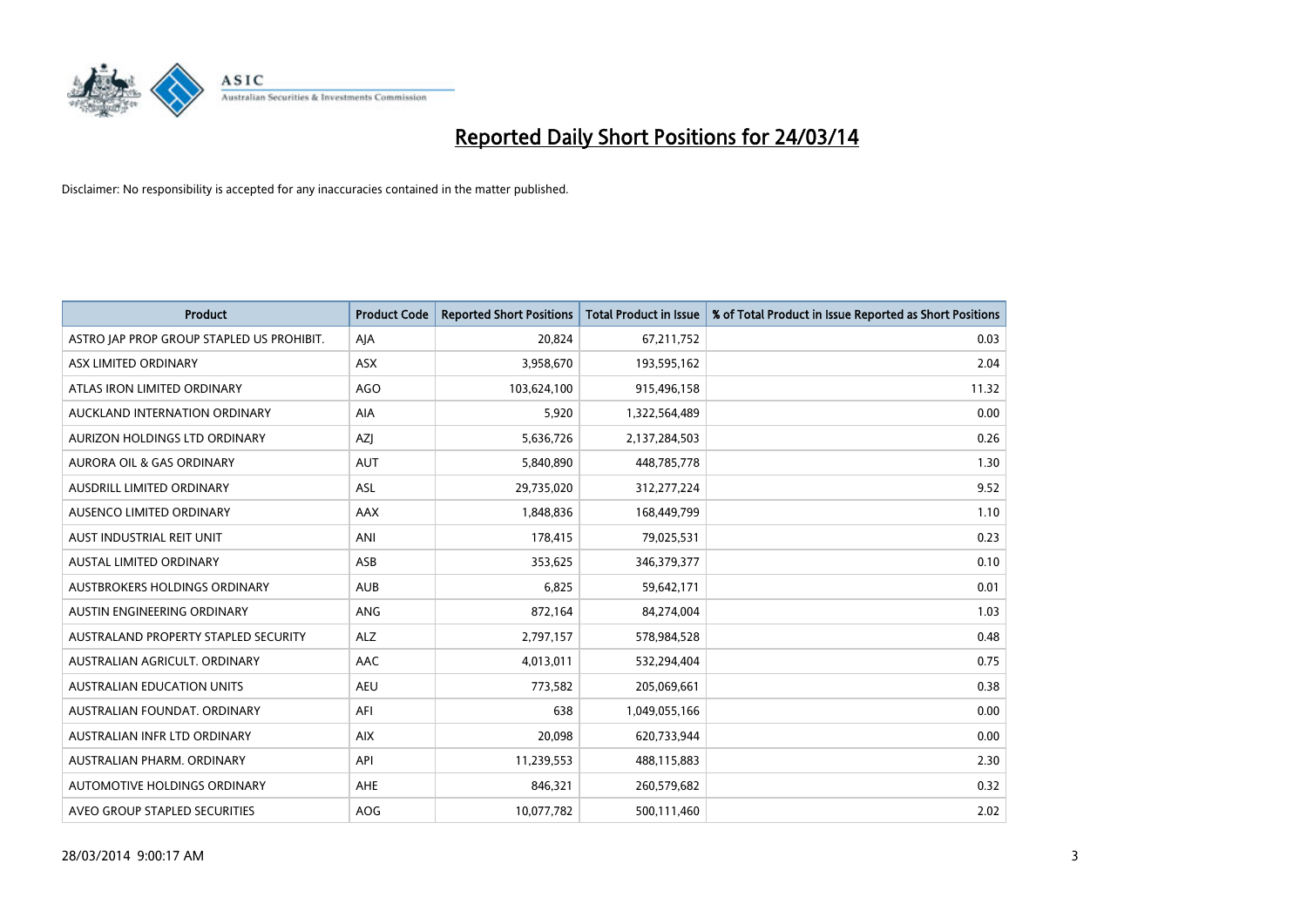# Reported Daily Short Positions for 24/03/14

Disclaimer: No responsibility is accepted for any inaccuracies contained in the matter published.

| Product | Product Code | Reported Short Positions | Total Product in Issue | % of Total Product in Issue Reported as Short Positions |
|---|---|---|---|---|
| ASTRO JAP PROP GROUP STAPLED US PROHIBIT. | AJA | 20,824 | 67,211,752 | 0.03 |
| ASX LIMITED ORDINARY | ASX | 3,958,670 | 193,595,162 | 2.04 |
| ATLAS IRON LIMITED ORDINARY | AGO | 103,624,100 | 915,496,158 | 11.32 |
| AUCKLAND INTERNATION ORDINARY | AIA | 5,920 | 1,322,564,489 | 0.00 |
| AURIZON HOLDINGS LTD ORDINARY | AZJ | 5,636,726 | 2,137,284,503 | 0.26 |
| AURORA OIL & GAS ORDINARY | AUT | 5,840,890 | 448,785,778 | 1.30 |
| AUSDRILL LIMITED ORDINARY | ASL | 29,735,020 | 312,277,224 | 9.52 |
| AUSENCO LIMITED ORDINARY | AAX | 1,848,836 | 168,449,799 | 1.10 |
| AUST INDUSTRIAL REIT UNIT | ANI | 178,415 | 79,025,531 | 0.23 |
| AUSTAL LIMITED ORDINARY | ASB | 353,625 | 346,379,377 | 0.10 |
| AUSTBROKERS HOLDINGS ORDINARY | AUB | 6,825 | 59,642,171 | 0.01 |
| AUSTIN ENGINEERING ORDINARY | ANG | 872,164 | 84,274,004 | 1.03 |
| AUSTRALAND PROPERTY STAPLED SECURITY | ALZ | 2,797,157 | 578,984,528 | 0.48 |
| AUSTRALIAN AGRICULT. ORDINARY | AAC | 4,013,011 | 532,294,404 | 0.75 |
| AUSTRALIAN EDUCATION UNITS | AEU | 773,582 | 205,069,661 | 0.38 |
| AUSTRALIAN FOUNDAT. ORDINARY | AFI | 638 | 1,049,055,166 | 0.00 |
| AUSTRALIAN INFR LTD ORDINARY | AIX | 20,098 | 620,733,944 | 0.00 |
| AUSTRALIAN PHARM. ORDINARY | API | 11,239,553 | 488,115,883 | 2.30 |
| AUTOMOTIVE HOLDINGS ORDINARY | AHE | 846,321 | 260,579,682 | 0.32 |
| AVEO GROUP STAPLED SECURITIES | AOG | 10,077,782 | 500,111,460 | 2.02 |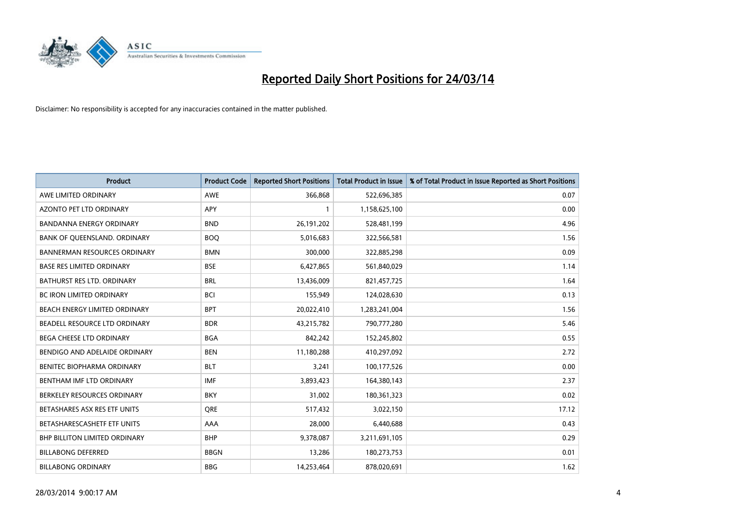# Reported Daily Short Positions for 24/03/14

Disclaimer: No responsibility is accepted for any inaccuracies contained in the matter published.

| Product | Product Code | Reported Short Positions | Total Product in Issue | % of Total Product in Issue Reported as Short Positions |
|---|---|---|---|---|
| AWE LIMITED ORDINARY | AWE | 366,868 | 522,696,385 | 0.07 |
| AZONTO PET LTD ORDINARY | APY | 1 | 1,158,625,100 | 0.00 |
| BANDANNA ENERGY ORDINARY | BND | 26,191,202 | 528,481,199 | 4.96 |
| BANK OF QUEENSLAND. ORDINARY | BOQ | 5,016,683 | 322,566,581 | 1.56 |
| BANNERMAN RESOURCES ORDINARY | BMN | 300,000 | 322,885,298 | 0.09 |
| BASE RES LIMITED ORDINARY | BSE | 6,427,865 | 561,840,029 | 1.14 |
| BATHURST RES LTD. ORDINARY | BRL | 13,436,009 | 821,457,725 | 1.64 |
| BC IRON LIMITED ORDINARY | BCI | 155,949 | 124,028,630 | 0.13 |
| BEACH ENERGY LIMITED ORDINARY | BPT | 20,022,410 | 1,283,241,004 | 1.56 |
| BEADELL RESOURCE LTD ORDINARY | BDR | 43,215,782 | 790,777,280 | 5.46 |
| BEGA CHEESE LTD ORDINARY | BGA | 842,242 | 152,245,802 | 0.55 |
| BENDIGO AND ADELAIDE ORDINARY | BEN | 11,180,288 | 410,297,092 | 2.72 |
| BENITEC BIOPHARMA ORDINARY | BLT | 3,241 | 100,177,526 | 0.00 |
| BENTHAM IMF LTD ORDINARY | IMF | 3,893,423 | 164,380,143 | 2.37 |
| BERKELEY RESOURCES ORDINARY | BKY | 31,002 | 180,361,323 | 0.02 |
| BETASHARES ASX RES ETF UNITS | QRE | 517,432 | 3,022,150 | 17.12 |
| BETASHARESCASHETF ETF UNITS | AAA | 28,000 | 6,440,688 | 0.43 |
| BHP BILLITON LIMITED ORDINARY | BHP | 9,378,087 | 3,211,691,105 | 0.29 |
| BILLABONG DEFERRED | BBGN | 13,286 | 180,273,753 | 0.01 |
| BILLABONG ORDINARY | BBG | 14,253,464 | 878,020,691 | 1.62 |

28/03/2014 9:00:17 AM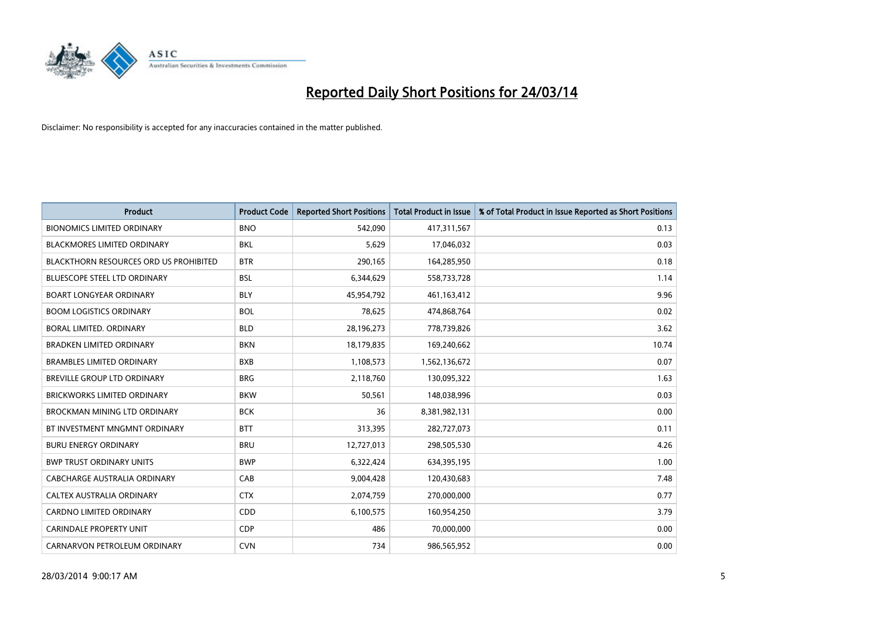# Reported Daily Short Positions for 24/03/14

Disclaimer: No responsibility is accepted for any inaccuracies contained in the matter published.

| Product | Product Code | Reported Short Positions | Total Product in Issue | % of Total Product in Issue Reported as Short Positions |
|---|---|---|---|---|
| BIONOMICS LIMITED ORDINARY | BNO | 542,090 | 417,311,567 | 0.13 |
| BLACKMORES LIMITED ORDINARY | BKL | 5,629 | 17,046,032 | 0.03 |
| BLACKTHORN RESOURCES ORD US PROHIBITED | BTR | 290,165 | 164,285,950 | 0.18 |
| BLUESCOPE STEEL LTD ORDINARY | BSL | 6,344,629 | 558,733,728 | 1.14 |
| BOART LONGYEAR ORDINARY | BLY | 45,954,792 | 461,163,412 | 9.96 |
| BOOM LOGISTICS ORDINARY | BOL | 78,625 | 474,868,764 | 0.02 |
| BORAL LIMITED. ORDINARY | BLD | 28,196,273 | 778,739,826 | 3.62 |
| BRADKEN LIMITED ORDINARY | BKN | 18,179,835 | 169,240,662 | 10.74 |
| BRAMBLES LIMITED ORDINARY | BXB | 1,108,573 | 1,562,136,672 | 0.07 |
| BREVILLE GROUP LTD ORDINARY | BRG | 2,118,760 | 130,095,322 | 1.63 |
| BRICKWORKS LIMITED ORDINARY | BKW | 50,561 | 148,038,996 | 0.03 |
| BROCKMAN MINING LTD ORDINARY | BCK | 36 | 8,381,982,131 | 0.00 |
| BT INVESTMENT MNGMNT ORDINARY | BTT | 313,395 | 282,727,073 | 0.11 |
| BURU ENERGY ORDINARY | BRU | 12,727,013 | 298,505,530 | 4.26 |
| BWP TRUST ORDINARY UNITS | BWP | 6,322,424 | 634,395,195 | 1.00 |
| CABCHARGE AUSTRALIA ORDINARY | CAB | 9,004,428 | 120,430,683 | 7.48 |
| CALTEX AUSTRALIA ORDINARY | CTX | 2,074,759 | 270,000,000 | 0.77 |
| CARDNO LIMITED ORDINARY | CDD | 6,100,575 | 160,954,250 | 3.79 |
| CARINDALE PROPERTY UNIT | CDP | 486 | 70,000,000 | 0.00 |
| CARNARVON PETROLEUM ORDINARY | CVN | 734 | 986,565,952 | 0.00 |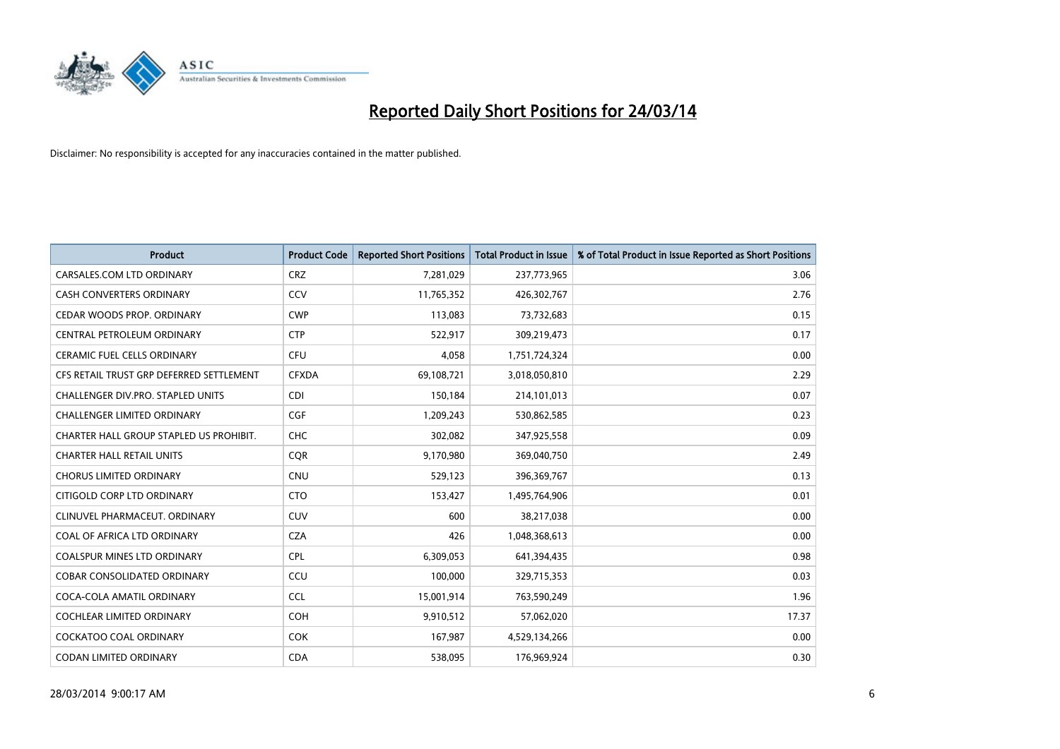# Reported Daily Short Positions for 24/03/14

Disclaimer: No responsibility is accepted for any inaccuracies contained in the matter published.

| Product | Product Code | Reported Short Positions | Total Product in Issue | % of Total Product in Issue Reported as Short Positions |
|---|---|---|---|---|
| CARSALES.COM LTD ORDINARY | CRZ | 7,281,029 | 237,773,965 | 3.06 |
| CASH CONVERTERS ORDINARY | CCV | 11,765,352 | 426,302,767 | 2.76 |
| CEDAR WOODS PROP. ORDINARY | CWP | 113,083 | 73,732,683 | 0.15 |
| CENTRAL PETROLEUM ORDINARY | CTP | 522,917 | 309,219,473 | 0.17 |
| CERAMIC FUEL CELLS ORDINARY | CFU | 4,058 | 1,751,724,324 | 0.00 |
| CFS RETAIL TRUST GRP DEFERRED SETTLEMENT | CFXDA | 69,108,721 | 3,018,050,810 | 2.29 |
| CHALLENGER DIV.PRO. STAPLED UNITS | CDI | 150,184 | 214,101,013 | 0.07 |
| CHALLENGER LIMITED ORDINARY | CGF | 1,209,243 | 530,862,585 | 0.23 |
| CHARTER HALL GROUP STAPLED US PROHIBIT. | CHC | 302,082 | 347,925,558 | 0.09 |
| CHARTER HALL RETAIL UNITS | CQR | 9,170,980 | 369,040,750 | 2.49 |
| CHORUS LIMITED ORDINARY | CNU | 529,123 | 396,369,767 | 0.13 |
| CITIGOLD CORP LTD ORDINARY | CTO | 153,427 | 1,495,764,906 | 0.01 |
| CLINUVEL PHARMACEUT. ORDINARY | CUV | 600 | 38,217,038 | 0.00 |
| COAL OF AFRICA LTD ORDINARY | CZA | 426 | 1,048,368,613 | 0.00 |
| COALSPUR MINES LTD ORDINARY | CPL | 6,309,053 | 641,394,435 | 0.98 |
| COBAR CONSOLIDATED ORDINARY | CCU | 100,000 | 329,715,353 | 0.03 |
| COCA-COLA AMATIL ORDINARY | CCL | 15,001,914 | 763,590,249 | 1.96 |
| COCHLEAR LIMITED ORDINARY | COH | 9,910,512 | 57,062,020 | 17.37 |
| COCKATOO COAL ORDINARY | COK | 167,987 | 4,529,134,266 | 0.00 |
| CODAN LIMITED ORDINARY | CDA | 538,095 | 176,969,924 | 0.30 |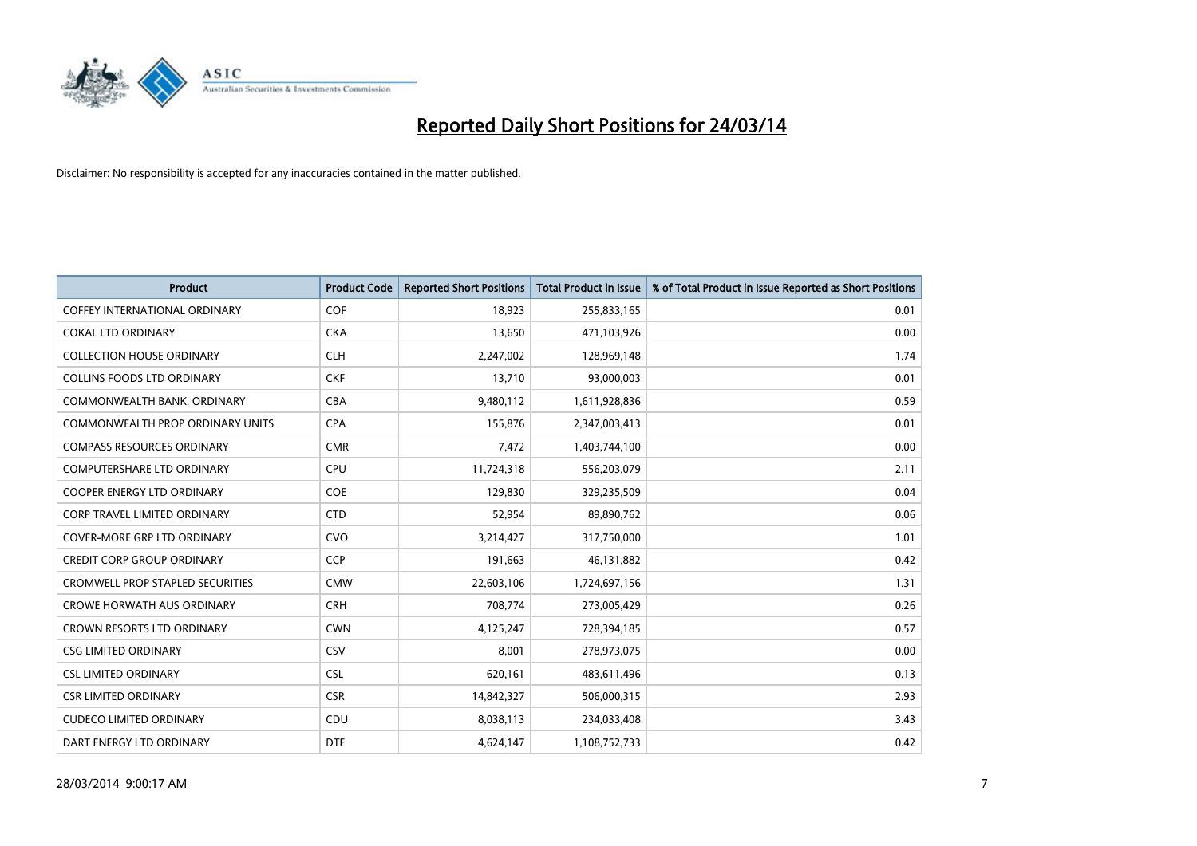# Reported Daily Short Positions for 24/03/14

Disclaimer: No responsibility is accepted for any inaccuracies contained in the matter published.

| Product | Product Code | Reported Short Positions | Total Product in Issue | % of Total Product in Issue Reported as Short Positions |
|---|---|---|---|---|
| COFFEY INTERNATIONAL ORDINARY | COF | 18,923 | 255,833,165 | 0.01 |
| COKAL LTD ORDINARY | CKA | 13,650 | 471,103,926 | 0.00 |
| COLLECTION HOUSE ORDINARY | CLH | 2,247,002 | 128,969,148 | 1.74 |
| COLLINS FOODS LTD ORDINARY | CKF | 13,710 | 93,000,003 | 0.01 |
| COMMONWEALTH BANK. ORDINARY | CBA | 9,480,112 | 1,611,928,836 | 0.59 |
| COMMONWEALTH PROP ORDINARY UNITS | CPA | 155,876 | 2,347,003,413 | 0.01 |
| COMPASS RESOURCES ORDINARY | CMR | 7,472 | 1,403,744,100 | 0.00 |
| COMPUTERSHARE LTD ORDINARY | CPU | 11,724,318 | 556,203,079 | 2.11 |
| COOPER ENERGY LTD ORDINARY | COE | 129,830 | 329,235,509 | 0.04 |
| CORP TRAVEL LIMITED ORDINARY | CTD | 52,954 | 89,890,762 | 0.06 |
| COVER-MORE GRP LTD ORDINARY | CVO | 3,214,427 | 317,750,000 | 1.01 |
| CREDIT CORP GROUP ORDINARY | CCP | 191,663 | 46,131,882 | 0.42 |
| CROMWELL PROP STAPLED SECURITIES | CMW | 22,603,106 | 1,724,697,156 | 1.31 |
| CROWE HORWATH AUS ORDINARY | CRH | 708,774 | 273,005,429 | 0.26 |
| CROWN RESORTS LTD ORDINARY | CWN | 4,125,247 | 728,394,185 | 0.57 |
| CSG LIMITED ORDINARY | CSV | 8,001 | 278,973,075 | 0.00 |
| CSL LIMITED ORDINARY | CSL | 620,161 | 483,611,496 | 0.13 |
| CSR LIMITED ORDINARY | CSR | 14,842,327 | 506,000,315 | 2.93 |
| CUDECO LIMITED ORDINARY | CDU | 8,038,113 | 234,033,408 | 3.43 |
| DART ENERGY LTD ORDINARY | DTE | 4,624,147 | 1,108,752,733 | 0.42 |

28/03/2014 9:00:17 AM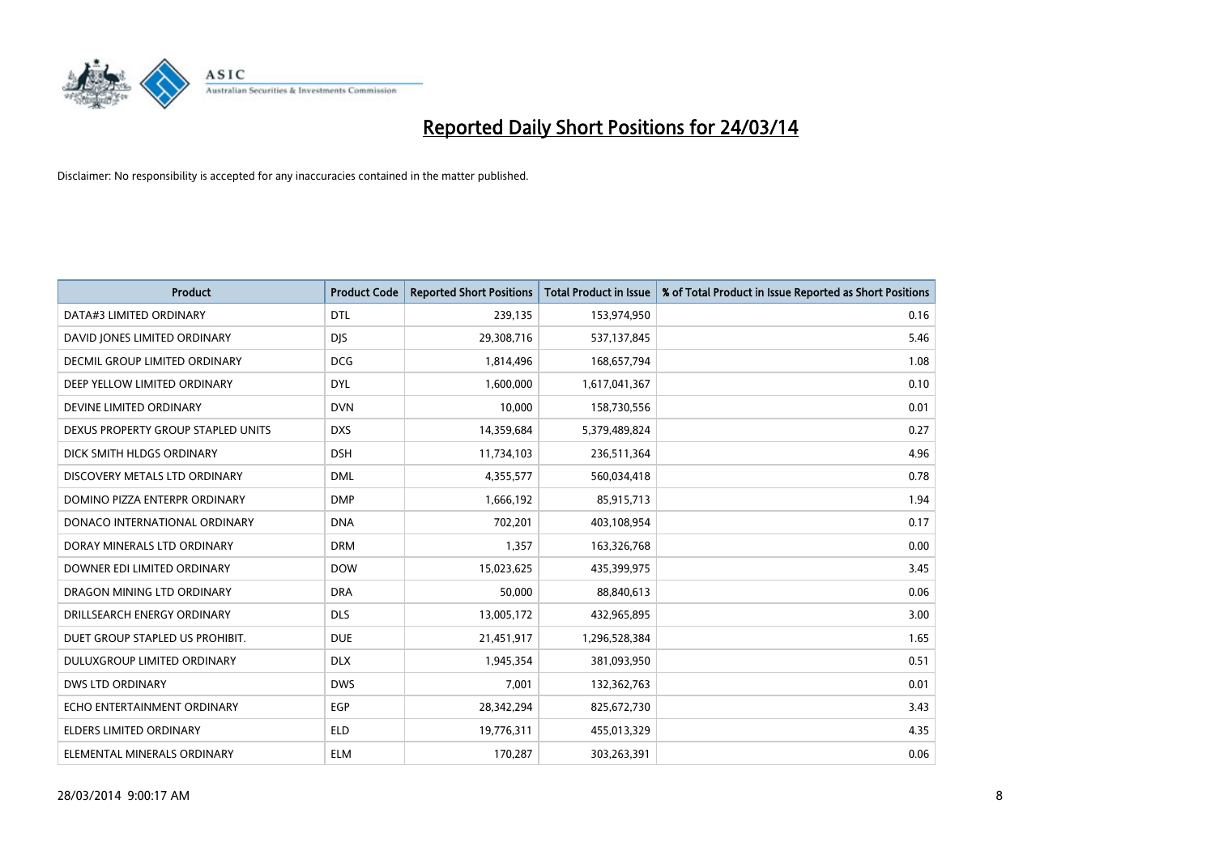# Reported Daily Short Positions for 24/03/14

Disclaimer: No responsibility is accepted for any inaccuracies contained in the matter published.

| Product | Product Code | Reported Short Positions | Total Product in Issue | % of Total Product in Issue Reported as Short Positions |
|---|---|---|---|---|
| DATA#3 LIMITED ORDINARY | DTL | 239,135 | 153,974,950 | 0.16 |
| DAVID JONES LIMITED ORDINARY | DJS | 29,308,716 | 537,137,845 | 5.46 |
| DECMIL GROUP LIMITED ORDINARY | DCG | 1,814,496 | 168,657,794 | 1.08 |
| DEEP YELLOW LIMITED ORDINARY | DYL | 1,600,000 | 1,617,041,367 | 0.10 |
| DEVINE LIMITED ORDINARY | DVN | 10,000 | 158,730,556 | 0.01 |
| DEXUS PROPERTY GROUP STAPLED UNITS | DXS | 14,359,684 | 5,379,489,824 | 0.27 |
| DICK SMITH HLDGS ORDINARY | DSH | 11,734,103 | 236,511,364 | 4.96 |
| DISCOVERY METALS LTD ORDINARY | DML | 4,355,577 | 560,034,418 | 0.78 |
| DOMINO PIZZA ENTERPR ORDINARY | DMP | 1,666,192 | 85,915,713 | 1.94 |
| DONACO INTERNATIONAL ORDINARY | DNA | 702,201 | 403,108,954 | 0.17 |
| DORAY MINERALS LTD ORDINARY | DRM | 1,357 | 163,326,768 | 0.00 |
| DOWNER EDI LIMITED ORDINARY | DOW | 15,023,625 | 435,399,975 | 3.45 |
| DRAGON MINING LTD ORDINARY | DRA | 50,000 | 88,840,613 | 0.06 |
| DRILLSEARCH ENERGY ORDINARY | DLS | 13,005,172 | 432,965,895 | 3.00 |
| DUET GROUP STAPLED US PROHIBIT. | DUE | 21,451,917 | 1,296,528,384 | 1.65 |
| DULUXGROUP LIMITED ORDINARY | DLX | 1,945,354 | 381,093,950 | 0.51 |
| DWS LTD ORDINARY | DWS | 7,001 | 132,362,763 | 0.01 |
| ECHO ENTERTAINMENT ORDINARY | EGP | 28,342,294 | 825,672,730 | 3.43 |
| ELDERS LIMITED ORDINARY | ELD | 19,776,311 | 455,013,329 | 4.35 |
| ELEMENTAL MINERALS ORDINARY | ELM | 170,287 | 303,263,391 | 0.06 |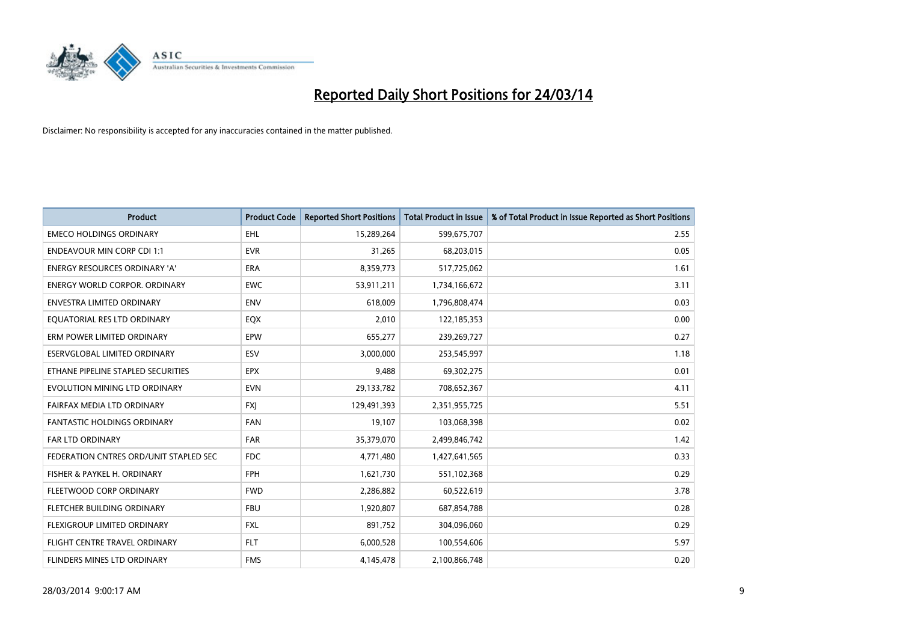# Reported Daily Short Positions for 24/03/14

Disclaimer: No responsibility is accepted for any inaccuracies contained in the matter published.

| Product | Product Code | Reported Short Positions | Total Product in Issue | % of Total Product in Issue Reported as Short Positions |
|---|---|---|---|---|
| EMECO HOLDINGS ORDINARY | EHL | 15,289,264 | 599,675,707 | 2.55 |
| ENDEAVOUR MIN CORP CDI 1:1 | EVR | 31,265 | 68,203,015 | 0.05 |
| ENERGY RESOURCES ORDINARY 'A' | ERA | 8,359,773 | 517,725,062 | 1.61 |
| ENERGY WORLD CORPOR. ORDINARY | EWC | 53,911,211 | 1,734,166,672 | 3.11 |
| ENVESTRA LIMITED ORDINARY | ENV | 618,009 | 1,796,808,474 | 0.03 |
| EQUATORIAL RES LTD ORDINARY | EQX | 2,010 | 122,185,353 | 0.00 |
| ERM POWER LIMITED ORDINARY | EPW | 655,277 | 239,269,727 | 0.27 |
| ESERVGLOBAL LIMITED ORDINARY | ESV | 3,000,000 | 253,545,997 | 1.18 |
| ETHANE PIPELINE STAPLED SECURITIES | EPX | 9,488 | 69,302,275 | 0.01 |
| EVOLUTION MINING LTD ORDINARY | EVN | 29,133,782 | 708,652,367 | 4.11 |
| FAIRFAX MEDIA LTD ORDINARY | FXJ | 129,491,393 | 2,351,955,725 | 5.51 |
| FANTASTIC HOLDINGS ORDINARY | FAN | 19,107 | 103,068,398 | 0.02 |
| FAR LTD ORDINARY | FAR | 35,379,070 | 2,499,846,742 | 1.42 |
| FEDERATION CNTRES ORD/UNIT STAPLED SEC | FDC | 4,771,480 | 1,427,641,565 | 0.33 |
| FISHER & PAYKEL H. ORDINARY | FPH | 1,621,730 | 551,102,368 | 0.29 |
| FLEETWOOD CORP ORDINARY | FWD | 2,286,882 | 60,522,619 | 3.78 |
| FLETCHER BUILDING ORDINARY | FBU | 1,920,807 | 687,854,788 | 0.28 |
| FLEXIGROUP LIMITED ORDINARY | FXL | 891,752 | 304,096,060 | 0.29 |
| FLIGHT CENTRE TRAVEL ORDINARY | FLT | 6,000,528 | 100,554,606 | 5.97 |
| FLINDERS MINES LTD ORDINARY | FMS | 4,145,478 | 2,100,866,748 | 0.20 |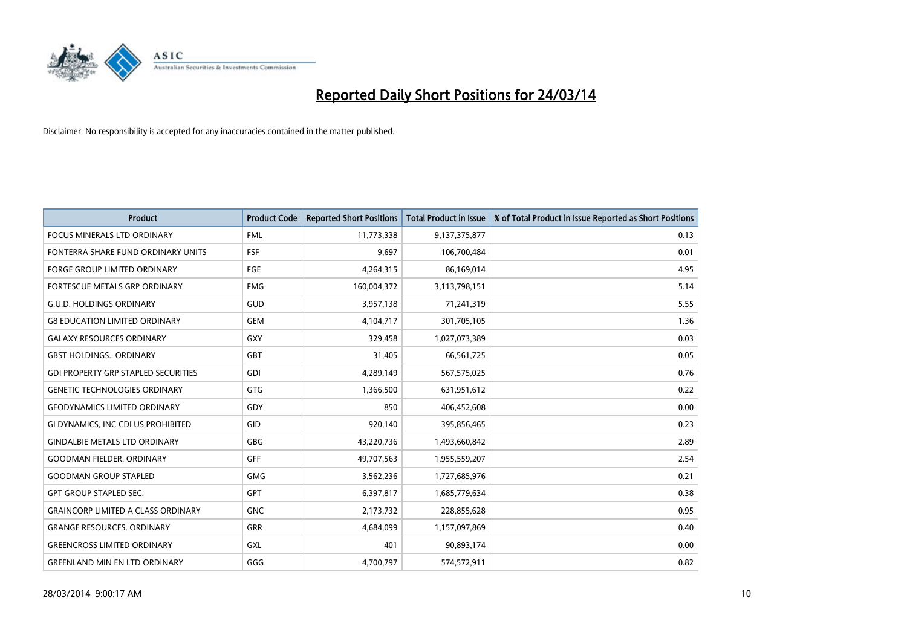# Reported Daily Short Positions for 24/03/14

Disclaimer: No responsibility is accepted for any inaccuracies contained in the matter published.

| Product | Product Code | Reported Short Positions | Total Product in Issue | % of Total Product in Issue Reported as Short Positions |
|---|---|---|---|---|
| FOCUS MINERALS LTD ORDINARY | FML | 11,773,338 | 9,137,375,877 | 0.13 |
| FONTERRA SHARE FUND ORDINARY UNITS | FSF | 9,697 | 106,700,484 | 0.01 |
| FORGE GROUP LIMITED ORDINARY | FGE | 4,264,315 | 86,169,014 | 4.95 |
| FORTESCUE METALS GRP ORDINARY | FMG | 160,004,372 | 3,113,798,151 | 5.14 |
| G.U.D. HOLDINGS ORDINARY | GUD | 3,957,138 | 71,241,319 | 5.55 |
| G8 EDUCATION LIMITED ORDINARY | GEM | 4,104,717 | 301,705,105 | 1.36 |
| GALAXY RESOURCES ORDINARY | GXY | 329,458 | 1,027,073,389 | 0.03 |
| GBST HOLDINGS.. ORDINARY | GBT | 31,405 | 66,561,725 | 0.05 |
| GDI PROPERTY GRP STAPLED SECURITIES | GDI | 4,289,149 | 567,575,025 | 0.76 |
| GENETIC TECHNOLOGIES ORDINARY | GTG | 1,366,500 | 631,951,612 | 0.22 |
| GEODYNAMICS LIMITED ORDINARY | GDY | 850 | 406,452,608 | 0.00 |
| GI DYNAMICS, INC CDI US PROHIBITED | GID | 920,140 | 395,856,465 | 0.23 |
| GINDALBIE METALS LTD ORDINARY | GBG | 43,220,736 | 1,493,660,842 | 2.89 |
| GOODMAN FIELDER. ORDINARY | GFF | 49,707,563 | 1,955,559,207 | 2.54 |
| GOODMAN GROUP STAPLED | GMG | 3,562,236 | 1,727,685,976 | 0.21 |
| GPT GROUP STAPLED SEC. | GPT | 6,397,817 | 1,685,779,634 | 0.38 |
| GRAINCORP LIMITED A CLASS ORDINARY | GNC | 2,173,732 | 228,855,628 | 0.95 |
| GRANGE RESOURCES. ORDINARY | GRR | 4,684,099 | 1,157,097,869 | 0.40 |
| GREENCROSS LIMITED ORDINARY | GXL | 401 | 90,893,174 | 0.00 |
| GREENLAND MIN EN LTD ORDINARY | GGG | 4,700,797 | 574,572,911 | 0.82 |

28/03/2014 9:00:17 AM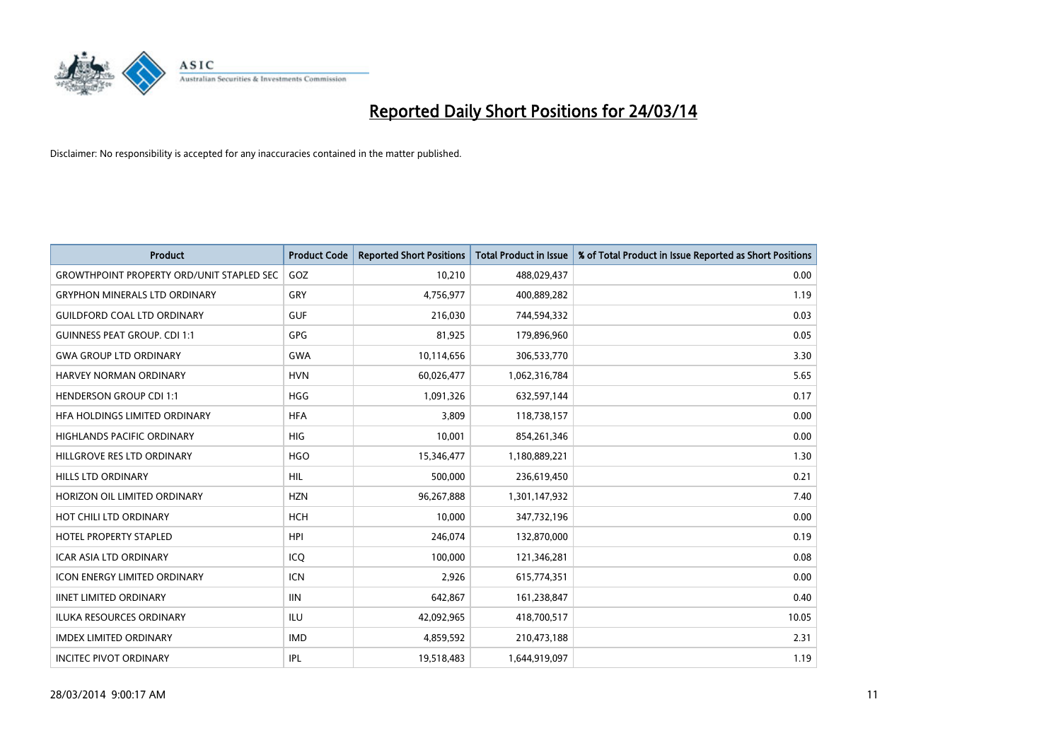# Reported Daily Short Positions for 24/03/14

Disclaimer: No responsibility is accepted for any inaccuracies contained in the matter published.

| Product | Product Code | Reported Short Positions | Total Product in Issue | % of Total Product in Issue Reported as Short Positions |
|---|---|---|---|---|
| GROWTHPOINT PROPERTY ORD/UNIT STAPLED SEC | GOZ | 10,210 | 488,029,437 | 0.00 |
| GRYPHON MINERALS LTD ORDINARY | GRY | 4,756,977 | 400,889,282 | 1.19 |
| GUILDFORD COAL LTD ORDINARY | GUF | 216,030 | 744,594,332 | 0.03 |
| GUINNESS PEAT GROUP. CDI 1:1 | GPG | 81,925 | 179,896,960 | 0.05 |
| GWA GROUP LTD ORDINARY | GWA | 10,114,656 | 306,533,770 | 3.30 |
| HARVEY NORMAN ORDINARY | HVN | 60,026,477 | 1,062,316,784 | 5.65 |
| HENDERSON GROUP CDI 1:1 | HGG | 1,091,326 | 632,597,144 | 0.17 |
| HFA HOLDINGS LIMITED ORDINARY | HFA | 3,809 | 118,738,157 | 0.00 |
| HIGHLANDS PACIFIC ORDINARY | HIG | 10,001 | 854,261,346 | 0.00 |
| HILLGROVE RES LTD ORDINARY | HGO | 15,346,477 | 1,180,889,221 | 1.30 |
| HILLS LTD ORDINARY | HIL | 500,000 | 236,619,450 | 0.21 |
| HORIZON OIL LIMITED ORDINARY | HZN | 96,267,888 | 1,301,147,932 | 7.40 |
| HOT CHILI LTD ORDINARY | HCH | 10,000 | 347,732,196 | 0.00 |
| HOTEL PROPERTY STAPLED | HPI | 246,074 | 132,870,000 | 0.19 |
| ICAR ASIA LTD ORDINARY | ICQ | 100,000 | 121,346,281 | 0.08 |
| ICON ENERGY LIMITED ORDINARY | ICN | 2,926 | 615,774,351 | 0.00 |
| IINET LIMITED ORDINARY | IIN | 642,867 | 161,238,847 | 0.40 |
| ILUKA RESOURCES ORDINARY | ILU | 42,092,965 | 418,700,517 | 10.05 |
| IMDEX LIMITED ORDINARY | IMD | 4,859,592 | 210,473,188 | 2.31 |
| INCITEC PIVOT ORDINARY | IPL | 19,518,483 | 1,644,919,097 | 1.19 |

28/03/2014 9:00:17 AM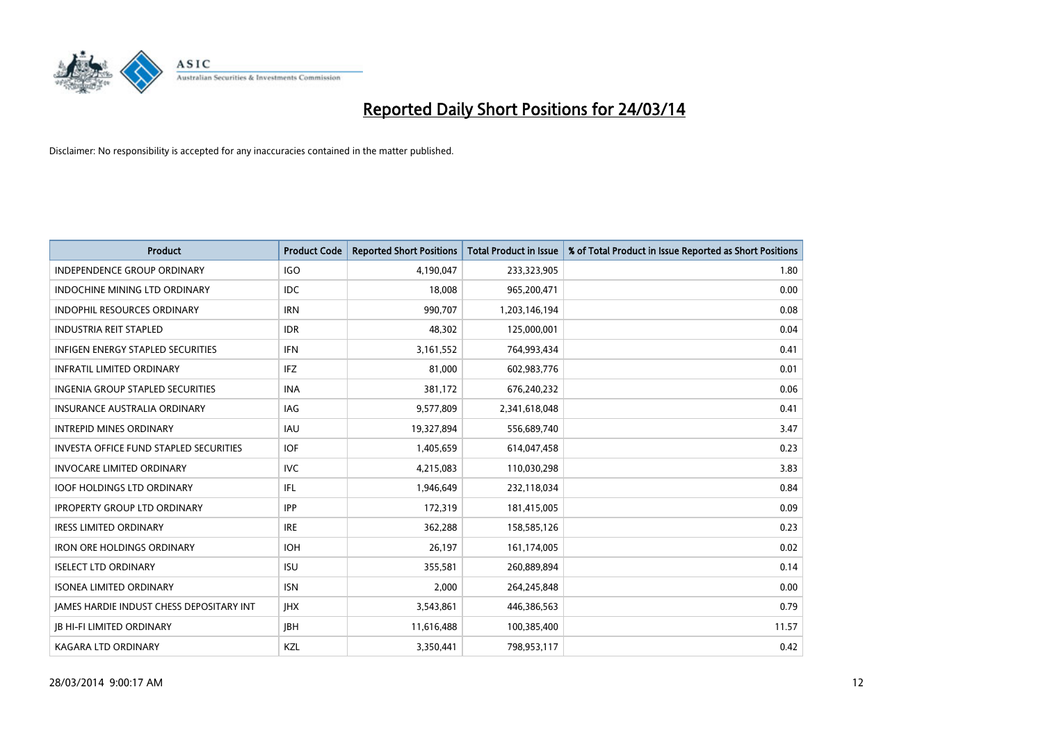# Reported Daily Short Positions for 24/03/14

Disclaimer: No responsibility is accepted for any inaccuracies contained in the matter published.

| Product | Product Code | Reported Short Positions | Total Product in Issue | % of Total Product in Issue Reported as Short Positions |
|---|---|---|---|---|
| INDEPENDENCE GROUP ORDINARY | IGO | 4,190,047 | 233,323,905 | 1.80 |
| INDOCHINE MINING LTD ORDINARY | IDC | 18,008 | 965,200,471 | 0.00 |
| INDOPHIL RESOURCES ORDINARY | IRN | 990,707 | 1,203,146,194 | 0.08 |
| INDUSTRIA REIT STAPLED | IDR | 48,302 | 125,000,001 | 0.04 |
| INFIGEN ENERGY STAPLED SECURITIES | IFN | 3,161,552 | 764,993,434 | 0.41 |
| INFRATIL LIMITED ORDINARY | IFZ | 81,000 | 602,983,776 | 0.01 |
| INGENIA GROUP STAPLED SECURITIES | INA | 381,172 | 676,240,232 | 0.06 |
| INSURANCE AUSTRALIA ORDINARY | IAG | 9,577,809 | 2,341,618,048 | 0.41 |
| INTREPID MINES ORDINARY | IAU | 19,327,894 | 556,689,740 | 3.47 |
| INVESTA OFFICE FUND STAPLED SECURITIES | IOF | 1,405,659 | 614,047,458 | 0.23 |
| INVOCARE LIMITED ORDINARY | IVC | 4,215,083 | 110,030,298 | 3.83 |
| IOOF HOLDINGS LTD ORDINARY | IFL | 1,946,649 | 232,118,034 | 0.84 |
| IPROPERTY GROUP LTD ORDINARY | IPP | 172,319 | 181,415,005 | 0.09 |
| IRESS LIMITED ORDINARY | IRE | 362,288 | 158,585,126 | 0.23 |
| IRON ORE HOLDINGS ORDINARY | IOH | 26,197 | 161,174,005 | 0.02 |
| ISELECT LTD ORDINARY | ISU | 355,581 | 260,889,894 | 0.14 |
| ISONEA LIMITED ORDINARY | ISN | 2,000 | 264,245,848 | 0.00 |
| JAMES HARDIE INDUST CHESS DEPOSITARY INT | JHX | 3,543,861 | 446,386,563 | 0.79 |
| JB HI-FI LIMITED ORDINARY | JBH | 11,616,488 | 100,385,400 | 11.57 |
| KAGARA LTD ORDINARY | KZL | 3,350,441 | 798,953,117 | 0.42 |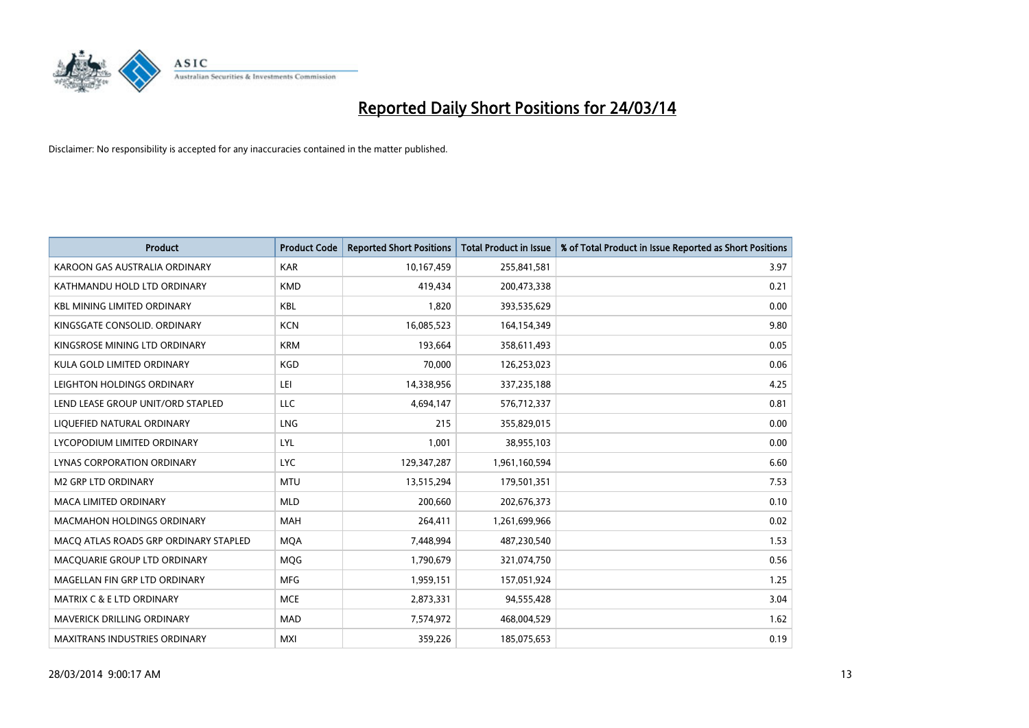# Reported Daily Short Positions for 24/03/14

Disclaimer: No responsibility is accepted for any inaccuracies contained in the matter published.

| Product | Product Code | Reported Short Positions | Total Product in Issue | % of Total Product in Issue Reported as Short Positions |
|---|---|---|---|---|
| KAROON GAS AUSTRALIA ORDINARY | KAR | 10,167,459 | 255,841,581 | 3.97 |
| KATHMANDU HOLD LTD ORDINARY | KMD | 419,434 | 200,473,338 | 0.21 |
| KBL MINING LIMITED ORDINARY | KBL | 1,820 | 393,535,629 | 0.00 |
| KINGSGATE CONSOLID. ORDINARY | KCN | 16,085,523 | 164,154,349 | 9.80 |
| KINGSROSE MINING LTD ORDINARY | KRM | 193,664 | 358,611,493 | 0.05 |
| KULA GOLD LIMITED ORDINARY | KGD | 70,000 | 126,253,023 | 0.06 |
| LEIGHTON HOLDINGS ORDINARY | LEI | 14,338,956 | 337,235,188 | 4.25 |
| LEND LEASE GROUP UNIT/ORD STAPLED | LLC | 4,694,147 | 576,712,337 | 0.81 |
| LIQUEFIED NATURAL ORDINARY | LNG | 215 | 355,829,015 | 0.00 |
| LYCOPODIUM LIMITED ORDINARY | LYL | 1,001 | 38,955,103 | 0.00 |
| LYNAS CORPORATION ORDINARY | LYC | 129,347,287 | 1,961,160,594 | 6.60 |
| M2 GRP LTD ORDINARY | MTU | 13,515,294 | 179,501,351 | 7.53 |
| MACA LIMITED ORDINARY | MLD | 200,660 | 202,676,373 | 0.10 |
| MACMAHON HOLDINGS ORDINARY | MAH | 264,411 | 1,261,699,966 | 0.02 |
| MACQ ATLAS ROADS GRP ORDINARY STAPLED | MQA | 7,448,994 | 487,230,540 | 1.53 |
| MACQUARIE GROUP LTD ORDINARY | MQG | 1,790,679 | 321,074,750 | 0.56 |
| MAGELLAN FIN GRP LTD ORDINARY | MFG | 1,959,151 | 157,051,924 | 1.25 |
| MATRIX C & E LTD ORDINARY | MCE | 2,873,331 | 94,555,428 | 3.04 |
| MAVERICK DRILLING ORDINARY | MAD | 7,574,972 | 468,004,529 | 1.62 |
| MAXITRANS INDUSTRIES ORDINARY | MXI | 359,226 | 185,075,653 | 0.19 |

28/03/2014 9:00:17 AM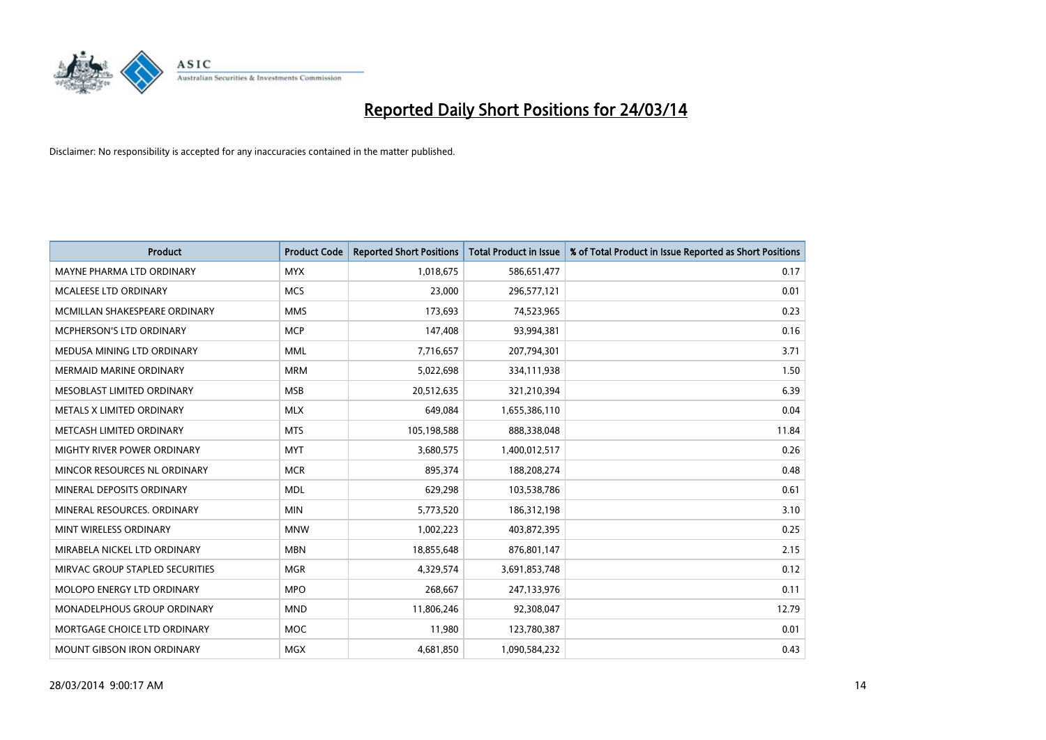# Reported Daily Short Positions for 24/03/14

Disclaimer: No responsibility is accepted for any inaccuracies contained in the matter published.

| Product | Product Code | Reported Short Positions | Total Product in Issue | % of Total Product in Issue Reported as Short Positions |
|---|---|---|---|---|
| MAYNE PHARMA LTD ORDINARY | MYX | 1,018,675 | 586,651,477 | 0.17 |
| MCALEESE LTD ORDINARY | MCS | 23,000 | 296,577,121 | 0.01 |
| MCMILLAN SHAKESPEARE ORDINARY | MMS | 173,693 | 74,523,965 | 0.23 |
| MCPHERSON'S LTD ORDINARY | MCP | 147,408 | 93,994,381 | 0.16 |
| MEDUSA MINING LTD ORDINARY | MML | 7,716,657 | 207,794,301 | 3.71 |
| MERMAID MARINE ORDINARY | MRM | 5,022,698 | 334,111,938 | 1.50 |
| MESOBLAST LIMITED ORDINARY | MSB | 20,512,635 | 321,210,394 | 6.39 |
| METALS X LIMITED ORDINARY | MLX | 649,084 | 1,655,386,110 | 0.04 |
| METCASH LIMITED ORDINARY | MTS | 105,198,588 | 888,338,048 | 11.84 |
| MIGHTY RIVER POWER ORDINARY | MYT | 3,680,575 | 1,400,012,517 | 0.26 |
| MINCOR RESOURCES NL ORDINARY | MCR | 895,374 | 188,208,274 | 0.48 |
| MINERAL DEPOSITS ORDINARY | MDL | 629,298 | 103,538,786 | 0.61 |
| MINERAL RESOURCES. ORDINARY | MIN | 5,773,520 | 186,312,198 | 3.10 |
| MINT WIRELESS ORDINARY | MNW | 1,002,223 | 403,872,395 | 0.25 |
| MIRABELA NICKEL LTD ORDINARY | MBN | 18,855,648 | 876,801,147 | 2.15 |
| MIRVAC GROUP STAPLED SECURITIES | MGR | 4,329,574 | 3,691,853,748 | 0.12 |
| MOLOPO ENERGY LTD ORDINARY | MPO | 268,667 | 247,133,976 | 0.11 |
| MONADELPHOUS GROUP ORDINARY | MND | 11,806,246 | 92,308,047 | 12.79 |
| MORTGAGE CHOICE LTD ORDINARY | MOC | 11,980 | 123,780,387 | 0.01 |
| MOUNT GIBSON IRON ORDINARY | MGX | 4,681,850 | 1,090,584,232 | 0.43 |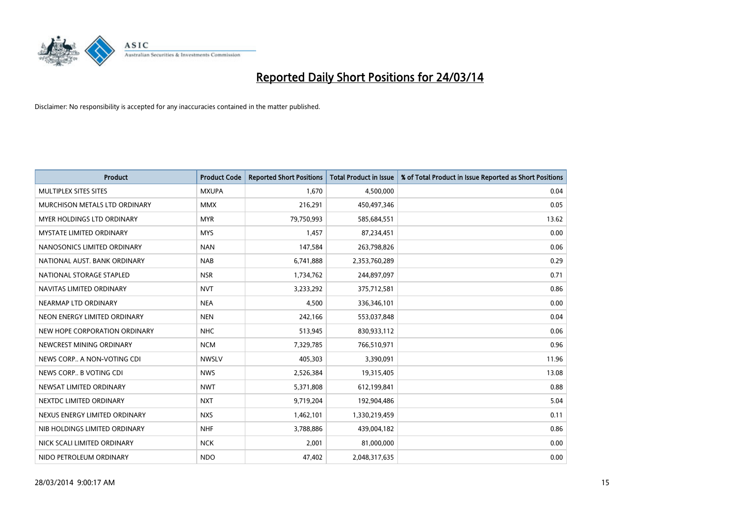# Reported Daily Short Positions for 24/03/14

Disclaimer: No responsibility is accepted for any inaccuracies contained in the matter published.

| Product | Product Code | Reported Short Positions | Total Product in Issue | % of Total Product in Issue Reported as Short Positions |
|---|---|---|---|---|
| MULTIPLEX SITES SITES | MXUPA | 1,670 | 4,500,000 | 0.04 |
| MURCHISON METALS LTD ORDINARY | MMX | 216,291 | 450,497,346 | 0.05 |
| MYER HOLDINGS LTD ORDINARY | MYR | 79,750,993 | 585,684,551 | 13.62 |
| MYSTATE LIMITED ORDINARY | MYS | 1,457 | 87,234,451 | 0.00 |
| NANOSONICS LIMITED ORDINARY | NAN | 147,584 | 263,798,826 | 0.06 |
| NATIONAL AUST. BANK ORDINARY | NAB | 6,741,888 | 2,353,760,289 | 0.29 |
| NATIONAL STORAGE STAPLED | NSR | 1,734,762 | 244,897,097 | 0.71 |
| NAVITAS LIMITED ORDINARY | NVT | 3,233,292 | 375,712,581 | 0.86 |
| NEARMAP LTD ORDINARY | NEA | 4,500 | 336,346,101 | 0.00 |
| NEON ENERGY LIMITED ORDINARY | NEN | 242,166 | 553,037,848 | 0.04 |
| NEW HOPE CORPORATION ORDINARY | NHC | 513,945 | 830,933,112 | 0.06 |
| NEWCREST MINING ORDINARY | NCM | 7,329,785 | 766,510,971 | 0.96 |
| NEWS CORP.. A NON-VOTING CDI | NWSLV | 405,303 | 3,390,091 | 11.96 |
| NEWS CORP.. B VOTING CDI | NWS | 2,526,384 | 19,315,405 | 13.08 |
| NEWSAT LIMITED ORDINARY | NWT | 5,371,808 | 612,199,841 | 0.88 |
| NEXTDC LIMITED ORDINARY | NXT | 9,719,204 | 192,904,486 | 5.04 |
| NEXUS ENERGY LIMITED ORDINARY | NXS | 1,462,101 | 1,330,219,459 | 0.11 |
| NIB HOLDINGS LIMITED ORDINARY | NHF | 3,788,886 | 439,004,182 | 0.86 |
| NICK SCALI LIMITED ORDINARY | NCK | 2,001 | 81,000,000 | 0.00 |
| NIDO PETROLEUM ORDINARY | NDO | 47,402 | 2,048,317,635 | 0.00 |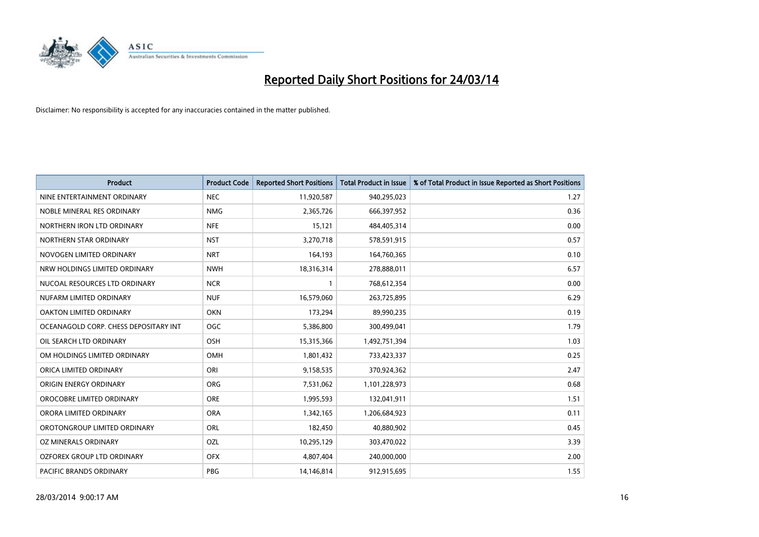# Reported Daily Short Positions for 24/03/14

Disclaimer: No responsibility is accepted for any inaccuracies contained in the matter published.

| Product | Product Code | Reported Short Positions | Total Product in Issue | % of Total Product in Issue Reported as Short Positions |
|---|---|---|---|---|
| NINE ENTERTAINMENT ORDINARY | NEC | 11,920,587 | 940,295,023 | 1.27 |
| NOBLE MINERAL RES ORDINARY | NMG | 2,365,726 | 666,397,952 | 0.36 |
| NORTHERN IRON LTD ORDINARY | NFE | 15,121 | 484,405,314 | 0.00 |
| NORTHERN STAR ORDINARY | NST | 3,270,718 | 578,591,915 | 0.57 |
| NOVOGEN LIMITED ORDINARY | NRT | 164,193 | 164,760,365 | 0.10 |
| NRW HOLDINGS LIMITED ORDINARY | NWH | 18,316,314 | 278,888,011 | 6.57 |
| NUCOAL RESOURCES LTD ORDINARY | NCR | 1 | 768,612,354 | 0.00 |
| NUFARM LIMITED ORDINARY | NUF | 16,579,060 | 263,725,895 | 6.29 |
| OAKTON LIMITED ORDINARY | OKN | 173,294 | 89,990,235 | 0.19 |
| OCEANAGOLD CORP. CHESS DEPOSITARY INT | OGC | 5,386,800 | 300,499,041 | 1.79 |
| OIL SEARCH LTD ORDINARY | OSH | 15,315,366 | 1,492,751,394 | 1.03 |
| OM HOLDINGS LIMITED ORDINARY | OMH | 1,801,432 | 733,423,337 | 0.25 |
| ORICA LIMITED ORDINARY | ORI | 9,158,535 | 370,924,362 | 2.47 |
| ORIGIN ENERGY ORDINARY | ORG | 7,531,062 | 1,101,228,973 | 0.68 |
| OROCOBRE LIMITED ORDINARY | ORE | 1,995,593 | 132,041,911 | 1.51 |
| ORORA LIMITED ORDINARY | ORA | 1,342,165 | 1,206,684,923 | 0.11 |
| OROTONGROUP LIMITED ORDINARY | ORL | 182,450 | 40,880,902 | 0.45 |
| OZ MINERALS ORDINARY | OZL | 10,295,129 | 303,470,022 | 3.39 |
| OZFOREX GROUP LTD ORDINARY | OFX | 4,807,404 | 240,000,000 | 2.00 |
| PACIFIC BRANDS ORDINARY | PBG | 14,146,814 | 912,915,695 | 1.55 |

28/03/2014 9:00:17 AM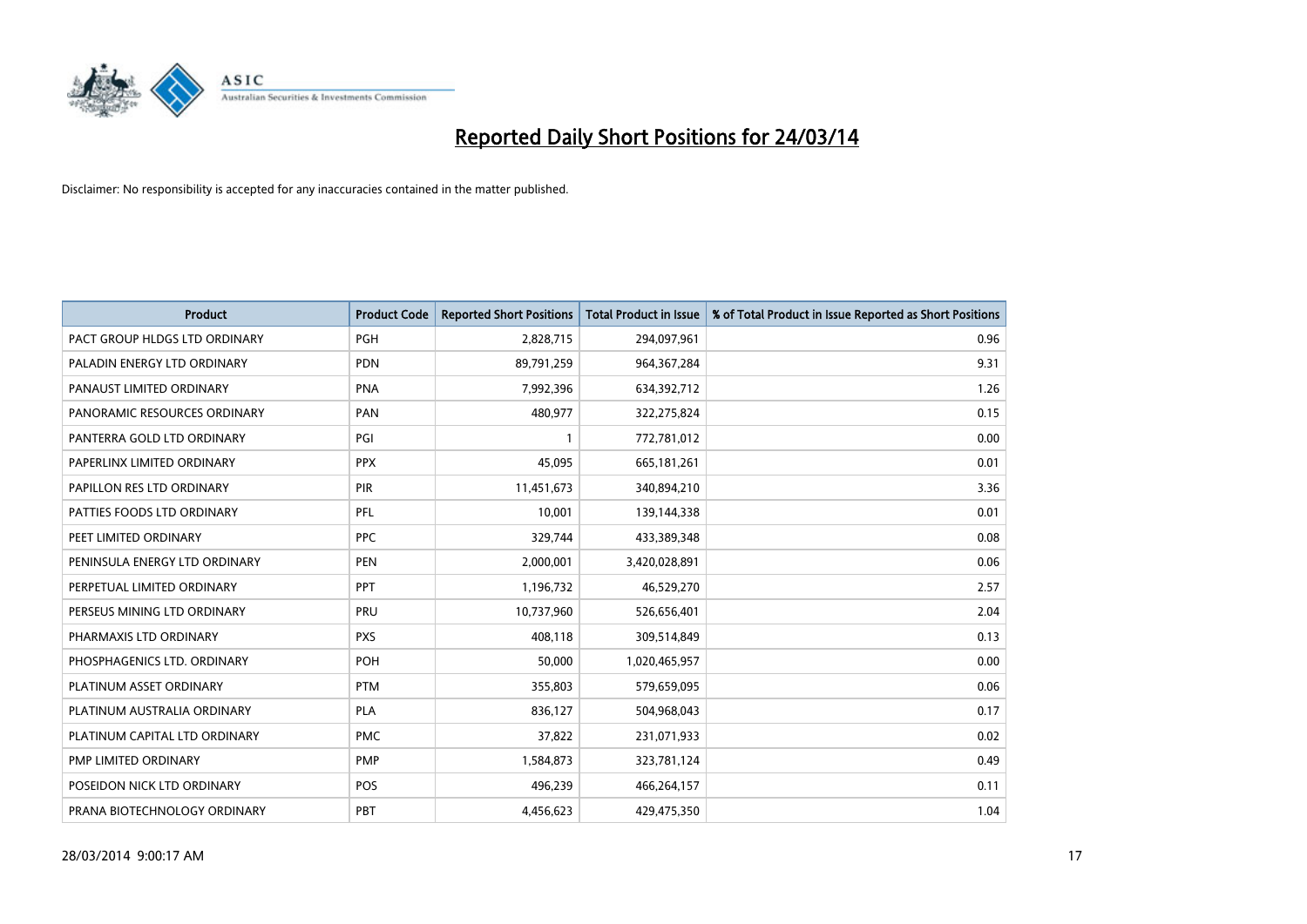# Reported Daily Short Positions for 24/03/14

Disclaimer: No responsibility is accepted for any inaccuracies contained in the matter published.

| Product | Product Code | Reported Short Positions | Total Product in Issue | % of Total Product in Issue Reported as Short Positions |
|---|---|---|---|---|
| PACT GROUP HLDGS LTD ORDINARY | PGH | 2,828,715 | 294,097,961 | 0.96 |
| PALADIN ENERGY LTD ORDINARY | PDN | 89,791,259 | 964,367,284 | 9.31 |
| PANAUST LIMITED ORDINARY | PNA | 7,992,396 | 634,392,712 | 1.26 |
| PANORAMIC RESOURCES ORDINARY | PAN | 480,977 | 322,275,824 | 0.15 |
| PANTERRA GOLD LTD ORDINARY | PGI | 1 | 772,781,012 | 0.00 |
| PAPERLINX LIMITED ORDINARY | PPX | 45,095 | 665,181,261 | 0.01 |
| PAPILLON RES LTD ORDINARY | PIR | 11,451,673 | 340,894,210 | 3.36 |
| PATTIES FOODS LTD ORDINARY | PFL | 10,001 | 139,144,338 | 0.01 |
| PEET LIMITED ORDINARY | PPC | 329,744 | 433,389,348 | 0.08 |
| PENINSULA ENERGY LTD ORDINARY | PEN | 2,000,001 | 3,420,028,891 | 0.06 |
| PERPETUAL LIMITED ORDINARY | PPT | 1,196,732 | 46,529,270 | 2.57 |
| PERSEUS MINING LTD ORDINARY | PRU | 10,737,960 | 526,656,401 | 2.04 |
| PHARMAXIS LTD ORDINARY | PXS | 408,118 | 309,514,849 | 0.13 |
| PHOSPHAGENICS LTD. ORDINARY | POH | 50,000 | 1,020,465,957 | 0.00 |
| PLATINUM ASSET ORDINARY | PTM | 355,803 | 579,659,095 | 0.06 |
| PLATINUM AUSTRALIA ORDINARY | PLA | 836,127 | 504,968,043 | 0.17 |
| PLATINUM CAPITAL LTD ORDINARY | PMC | 37,822 | 231,071,933 | 0.02 |
| PMP LIMITED ORDINARY | PMP | 1,584,873 | 323,781,124 | 0.49 |
| POSEIDON NICK LTD ORDINARY | POS | 496,239 | 466,264,157 | 0.11 |
| PRANA BIOTECHNOLOGY ORDINARY | PBT | 4,456,623 | 429,475,350 | 1.04 |

28/03/2014 9:00:17 AM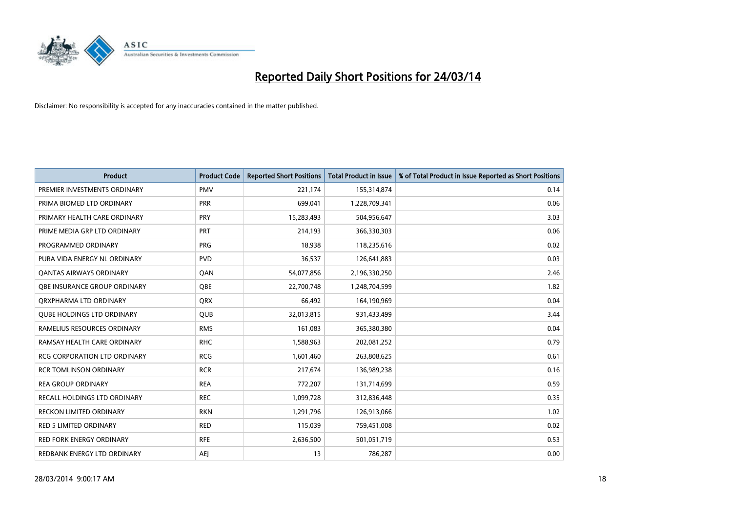# Reported Daily Short Positions for 24/03/14

Disclaimer: No responsibility is accepted for any inaccuracies contained in the matter published.

| Product | Product Code | Reported Short Positions | Total Product in Issue | % of Total Product in Issue Reported as Short Positions |
|---|---|---|---|---|
| PREMIER INVESTMENTS ORDINARY | PMV | 221,174 | 155,314,874 | 0.14 |
| PRIMA BIOMED LTD ORDINARY | PRR | 699,041 | 1,228,709,341 | 0.06 |
| PRIMARY HEALTH CARE ORDINARY | PRY | 15,283,493 | 504,956,647 | 3.03 |
| PRIME MEDIA GRP LTD ORDINARY | PRT | 214,193 | 366,330,303 | 0.06 |
| PROGRAMMED ORDINARY | PRG | 18,938 | 118,235,616 | 0.02 |
| PURA VIDA ENERGY NL ORDINARY | PVD | 36,537 | 126,641,883 | 0.03 |
| QANTAS AIRWAYS ORDINARY | QAN | 54,077,856 | 2,196,330,250 | 2.46 |
| QBE INSURANCE GROUP ORDINARY | QBE | 22,700,748 | 1,248,704,599 | 1.82 |
| QRXPHARMA LTD ORDINARY | QRX | 66,492 | 164,190,969 | 0.04 |
| QUBE HOLDINGS LTD ORDINARY | QUB | 32,013,815 | 931,433,499 | 3.44 |
| RAMELIUS RESOURCES ORDINARY | RMS | 161,083 | 365,380,380 | 0.04 |
| RAMSAY HEALTH CARE ORDINARY | RHC | 1,588,963 | 202,081,252 | 0.79 |
| RCG CORPORATION LTD ORDINARY | RCG | 1,601,460 | 263,808,625 | 0.61 |
| RCR TOMLINSON ORDINARY | RCR | 217,674 | 136,989,238 | 0.16 |
| REA GROUP ORDINARY | REA | 772,207 | 131,714,699 | 0.59 |
| RECALL HOLDINGS LTD ORDINARY | REC | 1,099,728 | 312,836,448 | 0.35 |
| RECKON LIMITED ORDINARY | RKN | 1,291,796 | 126,913,066 | 1.02 |
| RED 5 LIMITED ORDINARY | RED | 115,039 | 759,451,008 | 0.02 |
| RED FORK ENERGY ORDINARY | RFE | 2,636,500 | 501,051,719 | 0.53 |
| REDBANK ENERGY LTD ORDINARY | AEJ | 13 | 786,287 | 0.00 |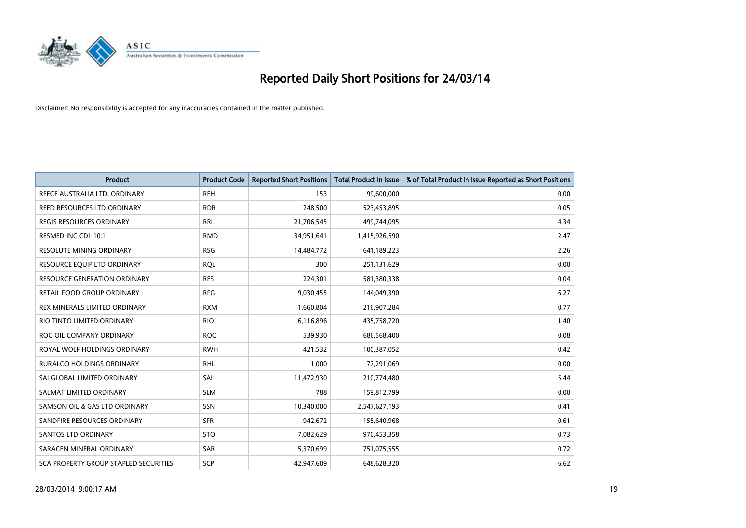# Reported Daily Short Positions for 24/03/14

Disclaimer: No responsibility is accepted for any inaccuracies contained in the matter published.

| Product | Product Code | Reported Short Positions | Total Product in Issue | % of Total Product in Issue Reported as Short Positions |
|---|---|---|---|---|
| REECE AUSTRALIA LTD. ORDINARY | REH | 153 | 99,600,000 | 0.00 |
| REED RESOURCES LTD ORDINARY | RDR | 248,500 | 523,453,895 | 0.05 |
| REGIS RESOURCES ORDINARY | RRL | 21,706,545 | 499,744,095 | 4.34 |
| RESMED INC CDI 10:1 | RMD | 34,951,641 | 1,415,926,590 | 2.47 |
| RESOLUTE MINING ORDINARY | RSG | 14,484,772 | 641,189,223 | 2.26 |
| RESOURCE EQUIP LTD ORDINARY | RQL | 300 | 251,131,629 | 0.00 |
| RESOURCE GENERATION ORDINARY | RES | 224,301 | 581,380,338 | 0.04 |
| RETAIL FOOD GROUP ORDINARY | RFG | 9,030,455 | 144,049,390 | 6.27 |
| REX MINERALS LIMITED ORDINARY | RXM | 1,660,804 | 216,907,284 | 0.77 |
| RIO TINTO LIMITED ORDINARY | RIO | 6,116,896 | 435,758,720 | 1.40 |
| ROC OIL COMPANY ORDINARY | ROC | 539,930 | 686,568,400 | 0.08 |
| ROYAL WOLF HOLDINGS ORDINARY | RWH | 421,532 | 100,387,052 | 0.42 |
| RURALCO HOLDINGS ORDINARY | RHL | 1,000 | 77,291,069 | 0.00 |
| SAI GLOBAL LIMITED ORDINARY | SAI | 11,472,930 | 210,774,480 | 5.44 |
| SALMAT LIMITED ORDINARY | SLM | 788 | 159,812,799 | 0.00 |
| SAMSON OIL & GAS LTD ORDINARY | SSN | 10,340,000 | 2,547,627,193 | 0.41 |
| SANDFIRE RESOURCES ORDINARY | SFR | 942,672 | 155,640,968 | 0.61 |
| SANTOS LTD ORDINARY | STO | 7,082,629 | 970,453,358 | 0.73 |
| SARACEN MINERAL ORDINARY | SAR | 5,370,699 | 751,075,555 | 0.72 |
| SCA PROPERTY GROUP STAPLED SECURITIES | SCP | 42,947,609 | 648,628,320 | 6.62 |

28/03/2014 9:00:17 AM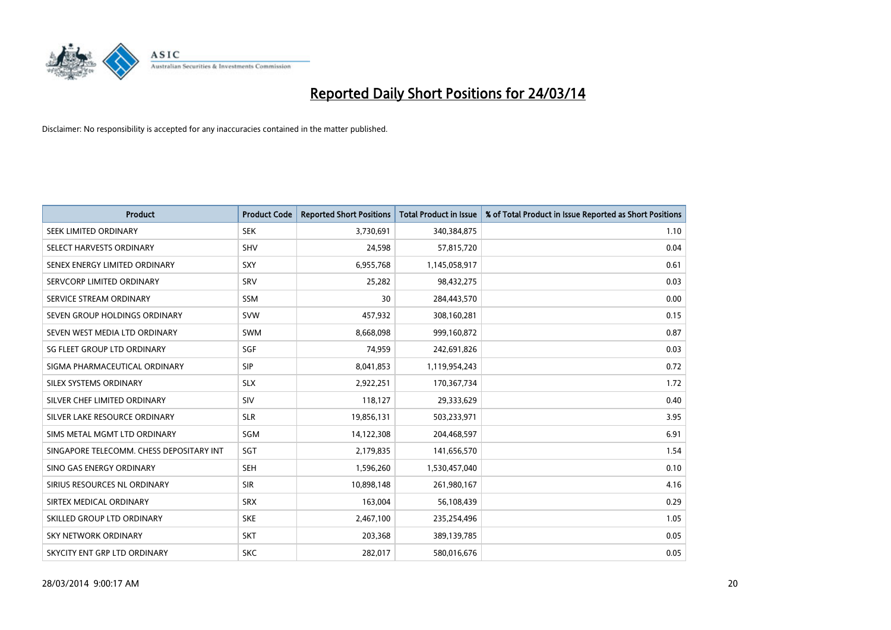# Reported Daily Short Positions for 24/03/14

Disclaimer: No responsibility is accepted for any inaccuracies contained in the matter published.

| Product | Product Code | Reported Short Positions | Total Product in Issue | % of Total Product in Issue Reported as Short Positions |
|---|---|---|---|---|
| SEEK LIMITED ORDINARY | SEK | 3,730,691 | 340,384,875 | 1.10 |
| SELECT HARVESTS ORDINARY | SHV | 24,598 | 57,815,720 | 0.04 |
| SENEX ENERGY LIMITED ORDINARY | SXY | 6,955,768 | 1,145,058,917 | 0.61 |
| SERVCORP LIMITED ORDINARY | SRV | 25,282 | 98,432,275 | 0.03 |
| SERVICE STREAM ORDINARY | SSM | 30 | 284,443,570 | 0.00 |
| SEVEN GROUP HOLDINGS ORDINARY | SVW | 457,932 | 308,160,281 | 0.15 |
| SEVEN WEST MEDIA LTD ORDINARY | SWM | 8,668,098 | 999,160,872 | 0.87 |
| SG FLEET GROUP LTD ORDINARY | SGF | 74,959 | 242,691,826 | 0.03 |
| SIGMA PHARMACEUTICAL ORDINARY | SIP | 8,041,853 | 1,119,954,243 | 0.72 |
| SILEX SYSTEMS ORDINARY | SLX | 2,922,251 | 170,367,734 | 1.72 |
| SILVER CHEF LIMITED ORDINARY | SIV | 118,127 | 29,333,629 | 0.40 |
| SILVER LAKE RESOURCE ORDINARY | SLR | 19,856,131 | 503,233,971 | 3.95 |
| SIMS METAL MGMT LTD ORDINARY | SGM | 14,122,308 | 204,468,597 | 6.91 |
| SINGAPORE TELECOMM. CHESS DEPOSITARY INT | SGT | 2,179,835 | 141,656,570 | 1.54 |
| SINO GAS ENERGY ORDINARY | SEH | 1,596,260 | 1,530,457,040 | 0.10 |
| SIRIUS RESOURCES NL ORDINARY | SIR | 10,898,148 | 261,980,167 | 4.16 |
| SIRTEX MEDICAL ORDINARY | SRX | 163,004 | 56,108,439 | 0.29 |
| SKILLED GROUP LTD ORDINARY | SKE | 2,467,100 | 235,254,496 | 1.05 |
| SKY NETWORK ORDINARY | SKT | 203,368 | 389,139,785 | 0.05 |
| SKYCITY ENT GRP LTD ORDINARY | SKC | 282,017 | 580,016,676 | 0.05 |

28/03/2014 9:00:17 AM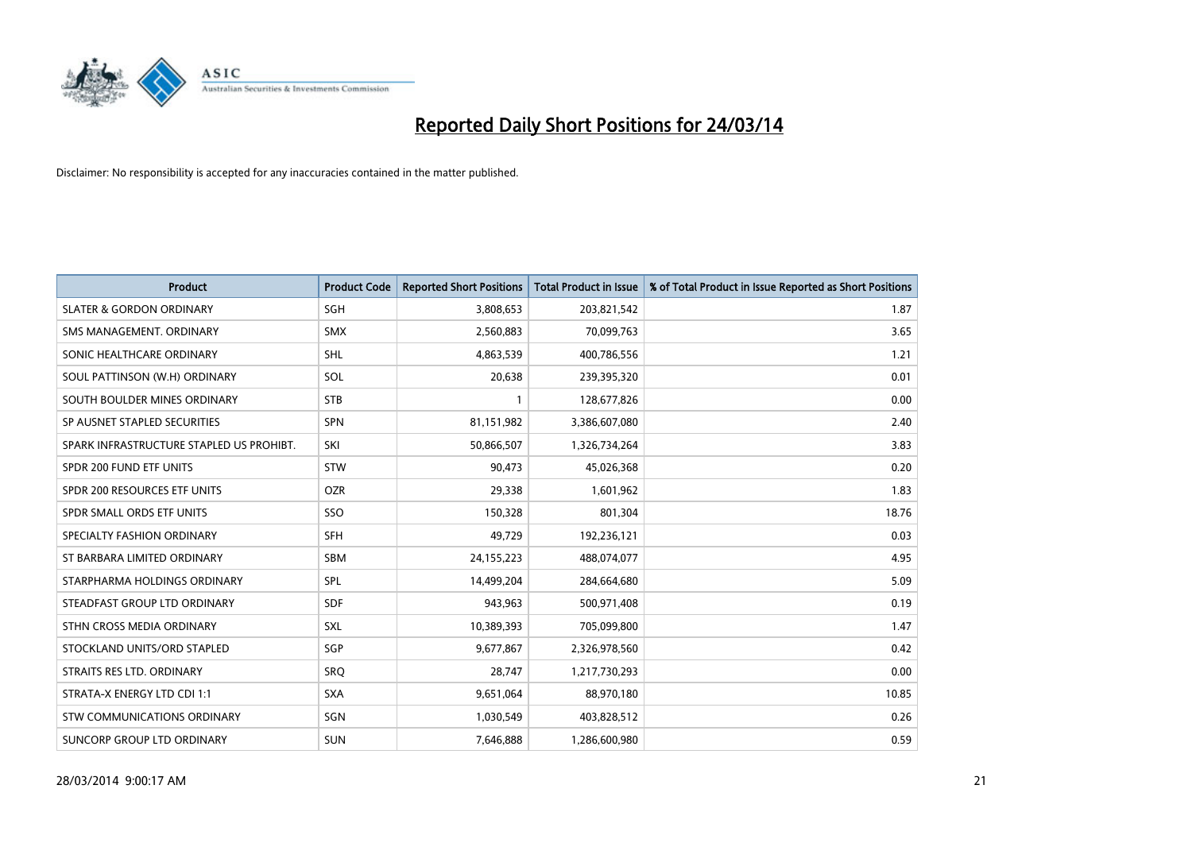# Reported Daily Short Positions for 24/03/14

Disclaimer: No responsibility is accepted for any inaccuracies contained in the matter published.

| Product | Product Code | Reported Short Positions | Total Product in Issue | % of Total Product in Issue Reported as Short Positions |
|---|---|---|---|---|
| SLATER & GORDON ORDINARY | SGH | 3,808,653 | 203,821,542 | 1.87 |
| SMS MANAGEMENT. ORDINARY | SMX | 2,560,883 | 70,099,763 | 3.65 |
| SONIC HEALTHCARE ORDINARY | SHL | 4,863,539 | 400,786,556 | 1.21 |
| SOUL PATTINSON (W.H) ORDINARY | SOL | 20,638 | 239,395,320 | 0.01 |
| SOUTH BOULDER MINES ORDINARY | STB | 1 | 128,677,826 | 0.00 |
| SP AUSNET STAPLED SECURITIES | SPN | 81,151,982 | 3,386,607,080 | 2.40 |
| SPARK INFRASTRUCTURE STAPLED US PROHIBT. | SKI | 50,866,507 | 1,326,734,264 | 3.83 |
| SPDR 200 FUND ETF UNITS | STW | 90,473 | 45,026,368 | 0.20 |
| SPDR 200 RESOURCES ETF UNITS | OZR | 29,338 | 1,601,962 | 1.83 |
| SPDR SMALL ORDS ETF UNITS | SSO | 150,328 | 801,304 | 18.76 |
| SPECIALTY FASHION ORDINARY | SFH | 49,729 | 192,236,121 | 0.03 |
| ST BARBARA LIMITED ORDINARY | SBM | 24,155,223 | 488,074,077 | 4.95 |
| STARPHARMA HOLDINGS ORDINARY | SPL | 14,499,204 | 284,664,680 | 5.09 |
| STEADFAST GROUP LTD ORDINARY | SDF | 943,963 | 500,971,408 | 0.19 |
| STHN CROSS MEDIA ORDINARY | SXL | 10,389,393 | 705,099,800 | 1.47 |
| STOCKLAND UNITS/ORD STAPLED | SGP | 9,677,867 | 2,326,978,560 | 0.42 |
| STRAITS RES LTD. ORDINARY | SRQ | 28,747 | 1,217,730,293 | 0.00 |
| STRATA-X ENERGY LTD CDI 1:1 | SXA | 9,651,064 | 88,970,180 | 10.85 |
| STW COMMUNICATIONS ORDINARY | SGN | 1,030,549 | 403,828,512 | 0.26 |
| SUNCORP GROUP LTD ORDINARY | SUN | 7,646,888 | 1,286,600,980 | 0.59 |

28/03/2014 9:00:17 AM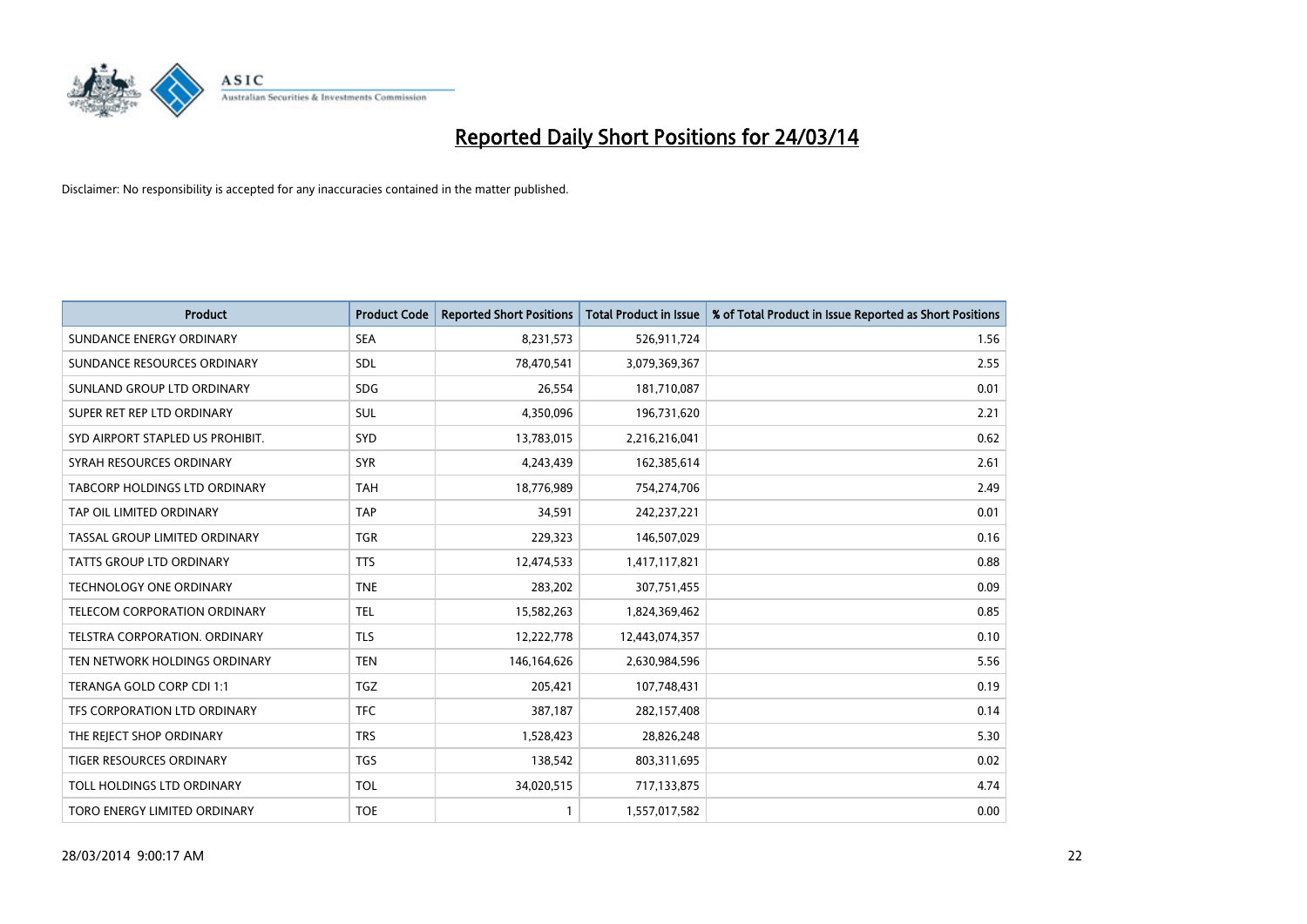# Reported Daily Short Positions for 24/03/14

Disclaimer: No responsibility is accepted for any inaccuracies contained in the matter published.

| Product | Product Code | Reported Short Positions | Total Product in Issue | % of Total Product in Issue Reported as Short Positions |
|---|---|---|---|---|
| SUNDANCE ENERGY ORDINARY | SEA | 8,231,573 | 526,911,724 | 1.56 |
| SUNDANCE RESOURCES ORDINARY | SDL | 78,470,541 | 3,079,369,367 | 2.55 |
| SUNLAND GROUP LTD ORDINARY | SDG | 26,554 | 181,710,087 | 0.01 |
| SUPER RET REP LTD ORDINARY | SUL | 4,350,096 | 196,731,620 | 2.21 |
| SYD AIRPORT STAPLED US PROHIBIT. | SYD | 13,783,015 | 2,216,216,041 | 0.62 |
| SYRAH RESOURCES ORDINARY | SYR | 4,243,439 | 162,385,614 | 2.61 |
| TABCORP HOLDINGS LTD ORDINARY | TAH | 18,776,989 | 754,274,706 | 2.49 |
| TAP OIL LIMITED ORDINARY | TAP | 34,591 | 242,237,221 | 0.01 |
| TASSAL GROUP LIMITED ORDINARY | TGR | 229,323 | 146,507,029 | 0.16 |
| TATTS GROUP LTD ORDINARY | TTS | 12,474,533 | 1,417,117,821 | 0.88 |
| TECHNOLOGY ONE ORDINARY | TNE | 283,202 | 307,751,455 | 0.09 |
| TELECOM CORPORATION ORDINARY | TEL | 15,582,263 | 1,824,369,462 | 0.85 |
| TELSTRA CORPORATION. ORDINARY | TLS | 12,222,778 | 12,443,074,357 | 0.10 |
| TEN NETWORK HOLDINGS ORDINARY | TEN | 146,164,626 | 2,630,984,596 | 5.56 |
| TERANGA GOLD CORP CDI 1:1 | TGZ | 205,421 | 107,748,431 | 0.19 |
| TFS CORPORATION LTD ORDINARY | TFC | 387,187 | 282,157,408 | 0.14 |
| THE REJECT SHOP ORDINARY | TRS | 1,528,423 | 28,826,248 | 5.30 |
| TIGER RESOURCES ORDINARY | TGS | 138,542 | 803,311,695 | 0.02 |
| TOLL HOLDINGS LTD ORDINARY | TOL | 34,020,515 | 717,133,875 | 4.74 |
| TORO ENERGY LIMITED ORDINARY | TOE | 1 | 1,557,017,582 | 0.00 |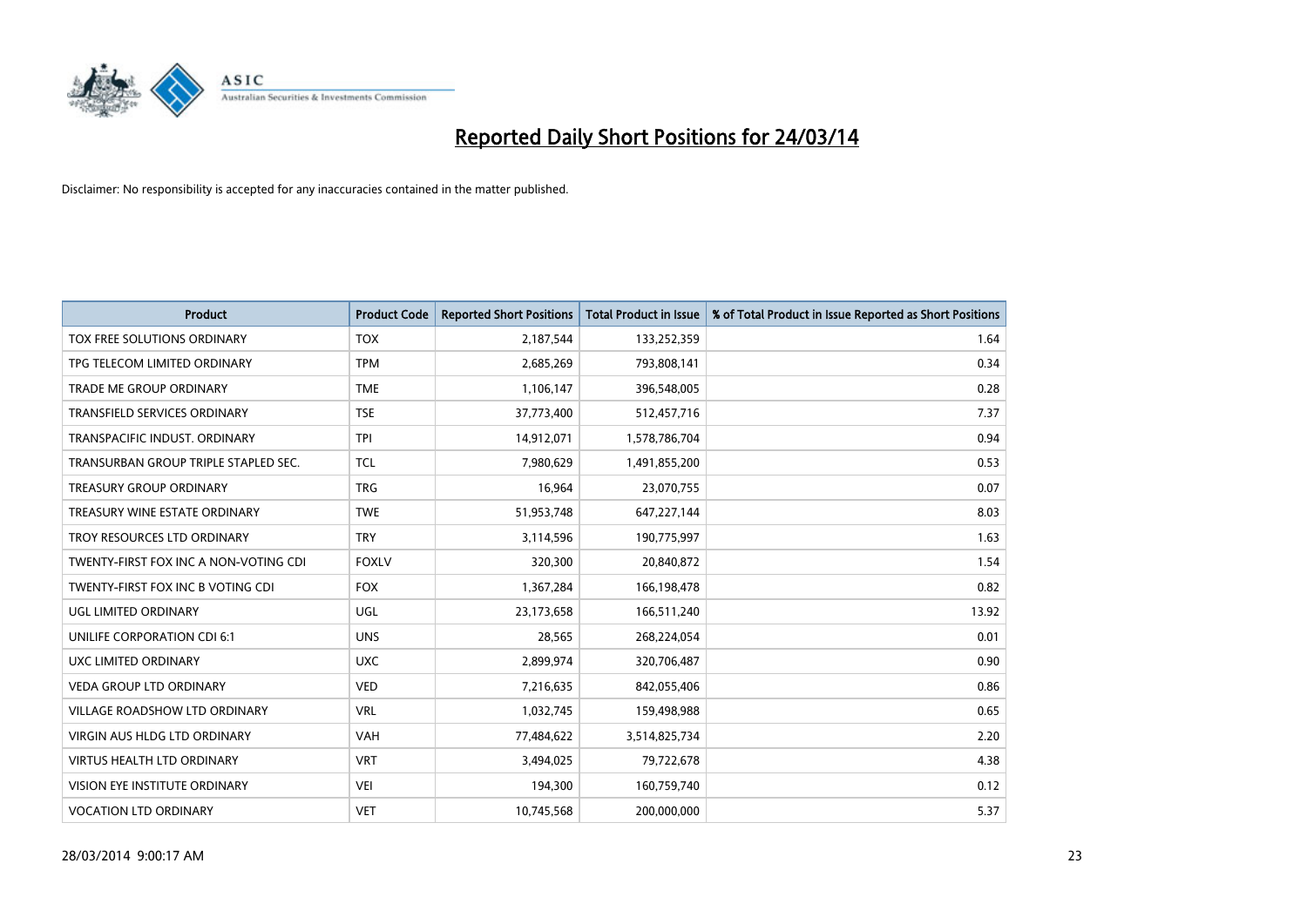# Reported Daily Short Positions for 24/03/14

Disclaimer: No responsibility is accepted for any inaccuracies contained in the matter published.

| Product | Product Code | Reported Short Positions | Total Product in Issue | % of Total Product in Issue Reported as Short Positions |
|---|---|---|---|---|
| TOX FREE SOLUTIONS ORDINARY | TOX | 2,187,544 | 133,252,359 | 1.64 |
| TPG TELECOM LIMITED ORDINARY | TPM | 2,685,269 | 793,808,141 | 0.34 |
| TRADE ME GROUP ORDINARY | TME | 1,106,147 | 396,548,005 | 0.28 |
| TRANSFIELD SERVICES ORDINARY | TSE | 37,773,400 | 512,457,716 | 7.37 |
| TRANSPACIFIC INDUST. ORDINARY | TPI | 14,912,071 | 1,578,786,704 | 0.94 |
| TRANSURBAN GROUP TRIPLE STAPLED SEC. | TCL | 7,980,629 | 1,491,855,200 | 0.53 |
| TREASURY GROUP ORDINARY | TRG | 16,964 | 23,070,755 | 0.07 |
| TREASURY WINE ESTATE ORDINARY | TWE | 51,953,748 | 647,227,144 | 8.03 |
| TROY RESOURCES LTD ORDINARY | TRY | 3,114,596 | 190,775,997 | 1.63 |
| TWENTY-FIRST FOX INC A NON-VOTING CDI | FOXLV | 320,300 | 20,840,872 | 1.54 |
| TWENTY-FIRST FOX INC B VOTING CDI | FOX | 1,367,284 | 166,198,478 | 0.82 |
| UGL LIMITED ORDINARY | UGL | 23,173,658 | 166,511,240 | 13.92 |
| UNILIFE CORPORATION CDI 6:1 | UNS | 28,565 | 268,224,054 | 0.01 |
| UXC LIMITED ORDINARY | UXC | 2,899,974 | 320,706,487 | 0.90 |
| VEDA GROUP LTD ORDINARY | VED | 7,216,635 | 842,055,406 | 0.86 |
| VILLAGE ROADSHOW LTD ORDINARY | VRL | 1,032,745 | 159,498,988 | 0.65 |
| VIRGIN AUS HLDG LTD ORDINARY | VAH | 77,484,622 | 3,514,825,734 | 2.20 |
| VIRTUS HEALTH LTD ORDINARY | VRT | 3,494,025 | 79,722,678 | 4.38 |
| VISION EYE INSTITUTE ORDINARY | VEI | 194,300 | 160,759,740 | 0.12 |
| VOCATION LTD ORDINARY | VET | 10,745,568 | 200,000,000 | 5.37 |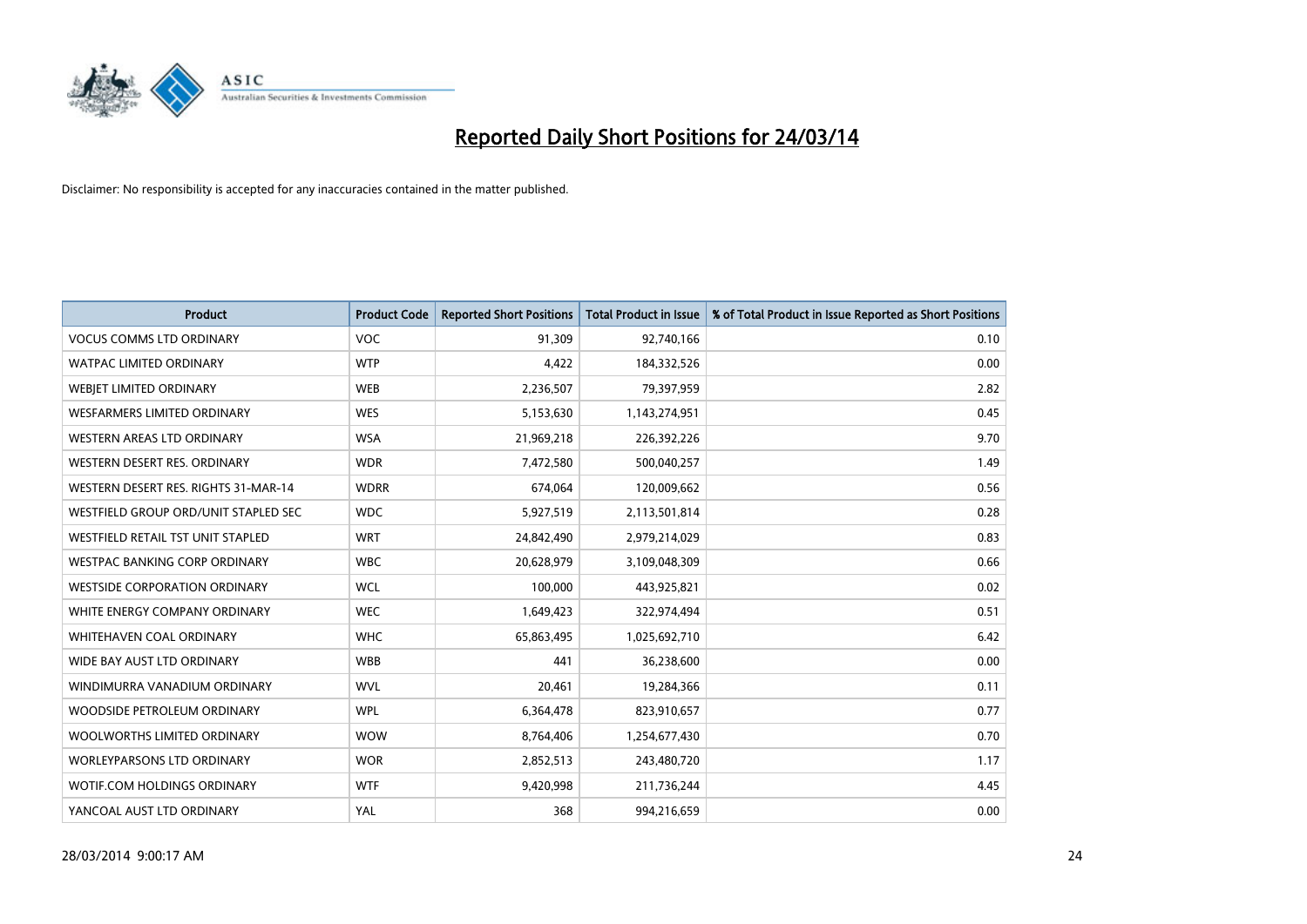# Reported Daily Short Positions for 24/03/14

Disclaimer: No responsibility is accepted for any inaccuracies contained in the matter published.

| Product | Product Code | Reported Short Positions | Total Product in Issue | % of Total Product in Issue Reported as Short Positions |
|---|---|---|---|---|
| VOCUS COMMS LTD ORDINARY | VOC | 91,309 | 92,740,166 | 0.10 |
| WATPAC LIMITED ORDINARY | WTP | 4,422 | 184,332,526 | 0.00 |
| WEBJET LIMITED ORDINARY | WEB | 2,236,507 | 79,397,959 | 2.82 |
| WESFARMERS LIMITED ORDINARY | WES | 5,153,630 | 1,143,274,951 | 0.45 |
| WESTERN AREAS LTD ORDINARY | WSA | 21,969,218 | 226,392,226 | 9.70 |
| WESTERN DESERT RES. ORDINARY | WDR | 7,472,580 | 500,040,257 | 1.49 |
| WESTERN DESERT RES. RIGHTS 31-MAR-14 | WDRR | 674,064 | 120,009,662 | 0.56 |
| WESTFIELD GROUP ORD/UNIT STAPLED SEC | WDC | 5,927,519 | 2,113,501,814 | 0.28 |
| WESTFIELD RETAIL TST UNIT STAPLED | WRT | 24,842,490 | 2,979,214,029 | 0.83 |
| WESTPAC BANKING CORP ORDINARY | WBC | 20,628,979 | 3,109,048,309 | 0.66 |
| WESTSIDE CORPORATION ORDINARY | WCL | 100,000 | 443,925,821 | 0.02 |
| WHITE ENERGY COMPANY ORDINARY | WEC | 1,649,423 | 322,974,494 | 0.51 |
| WHITEHAVEN COAL ORDINARY | WHC | 65,863,495 | 1,025,692,710 | 6.42 |
| WIDE BAY AUST LTD ORDINARY | WBB | 441 | 36,238,600 | 0.00 |
| WINDIMURRA VANADIUM ORDINARY | WVL | 20,461 | 19,284,366 | 0.11 |
| WOODSIDE PETROLEUM ORDINARY | WPL | 6,364,478 | 823,910,657 | 0.77 |
| WOOLWORTHS LIMITED ORDINARY | WOW | 8,764,406 | 1,254,677,430 | 0.70 |
| WORLEYPARSONS LTD ORDINARY | WOR | 2,852,513 | 243,480,720 | 1.17 |
| WOTIF.COM HOLDINGS ORDINARY | WTF | 9,420,998 | 211,736,244 | 4.45 |
| YANCOAL AUST LTD ORDINARY | YAL | 368 | 994,216,659 | 0.00 |

28/03/2014 9:00:17 AM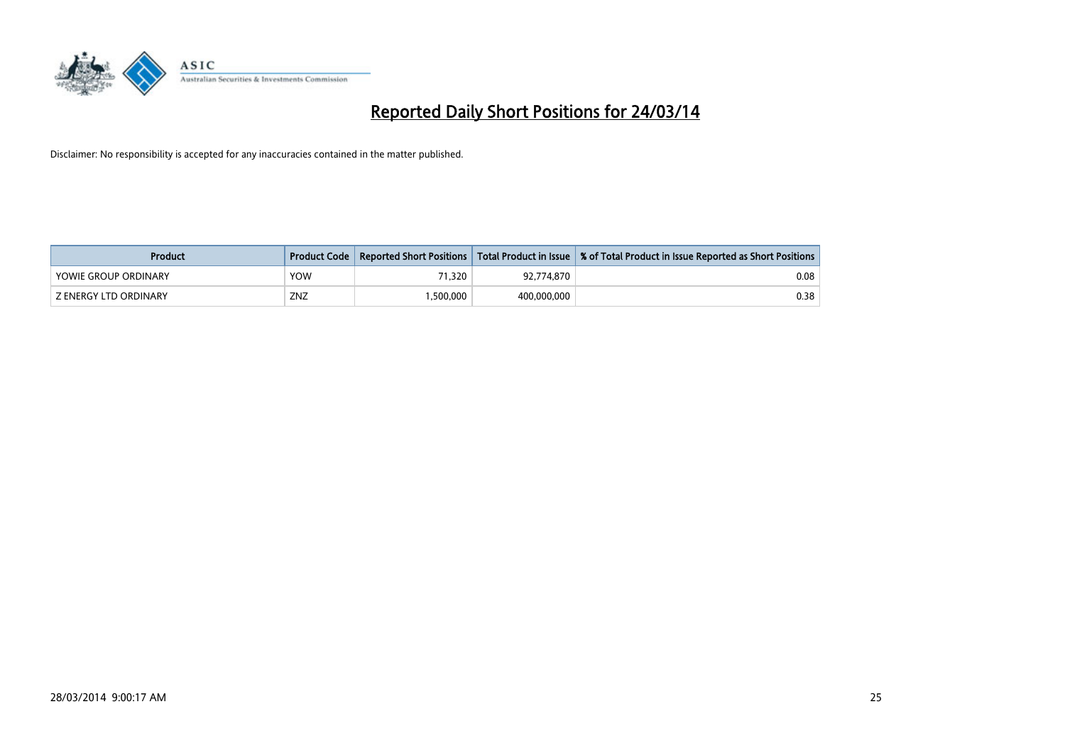# Reported Daily Short Positions for 24/03/14

Disclaimer: No responsibility is accepted for any inaccuracies contained in the matter published.

| Product | Product Code | Reported Short Positions | Total Product in Issue | % of Total Product in Issue Reported as Short Positions |
|---|---|---|---|---|
| YOWIE GROUP ORDINARY | YOW | 71,320 | 92,774,870 | 0.08 |
| Z ENERGY LTD ORDINARY | ZNZ | 1,500,000 | 400,000,000 | 0.38 |

28/03/2014 9:00:17 AM